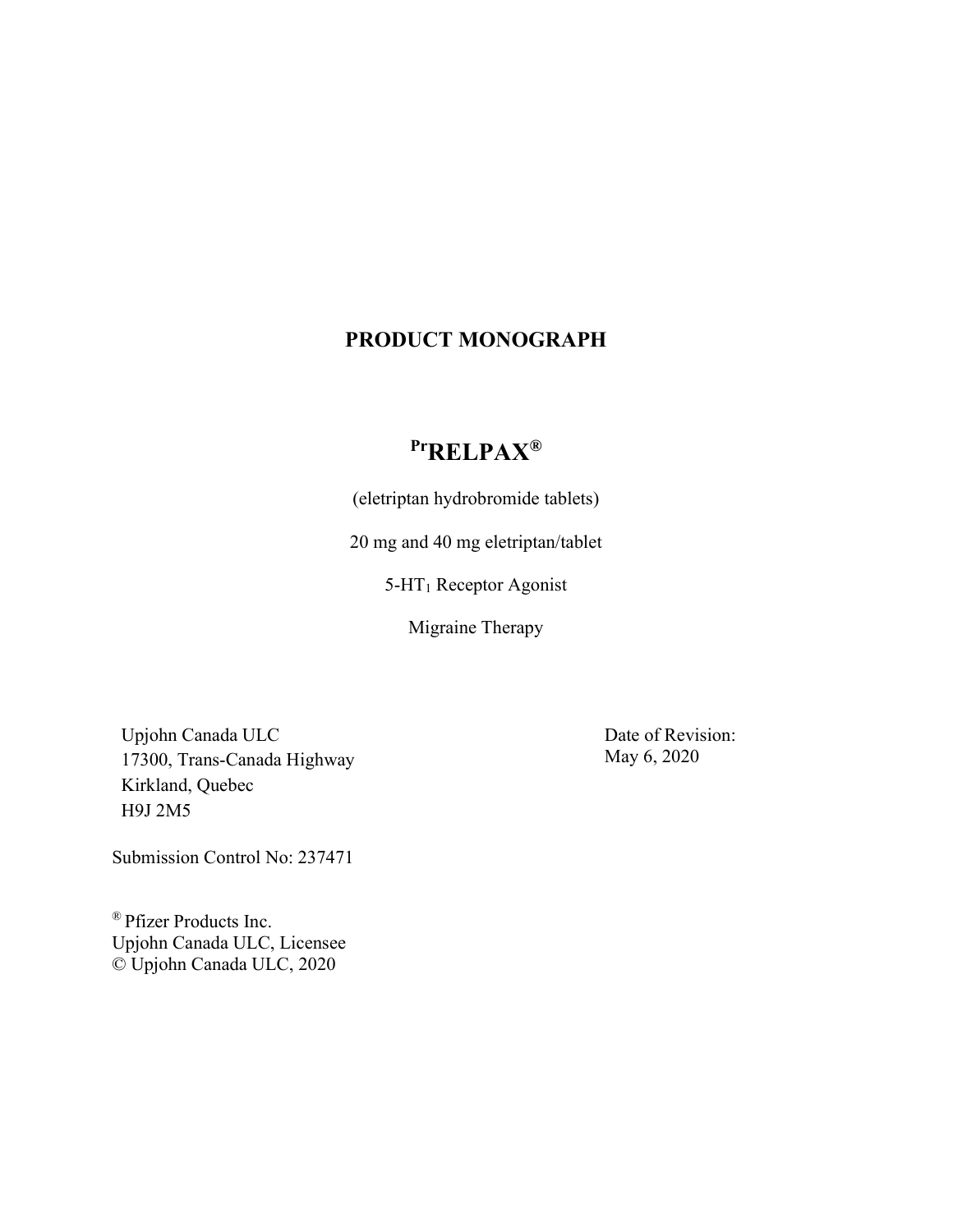# PRODUCT MONOGRAPH

## [Pr]RELPAX®

(eletriptan hydrobromide tablets)

20 mg and 40 mg eletriptan/tablet

5-$HT_1$ Receptor Agonist

Migraine Therapy

Upjohn Canada ULC
17300, Trans-Canada Highway
Kirkland, Quebec
H9J 2M5

Date of Revision:
May 6, 2020

Submission Control No: 237471

® Pfizer Products Inc.
Upjohn Canada ULC, Licensee
© Upjohn Canada ULC, 2020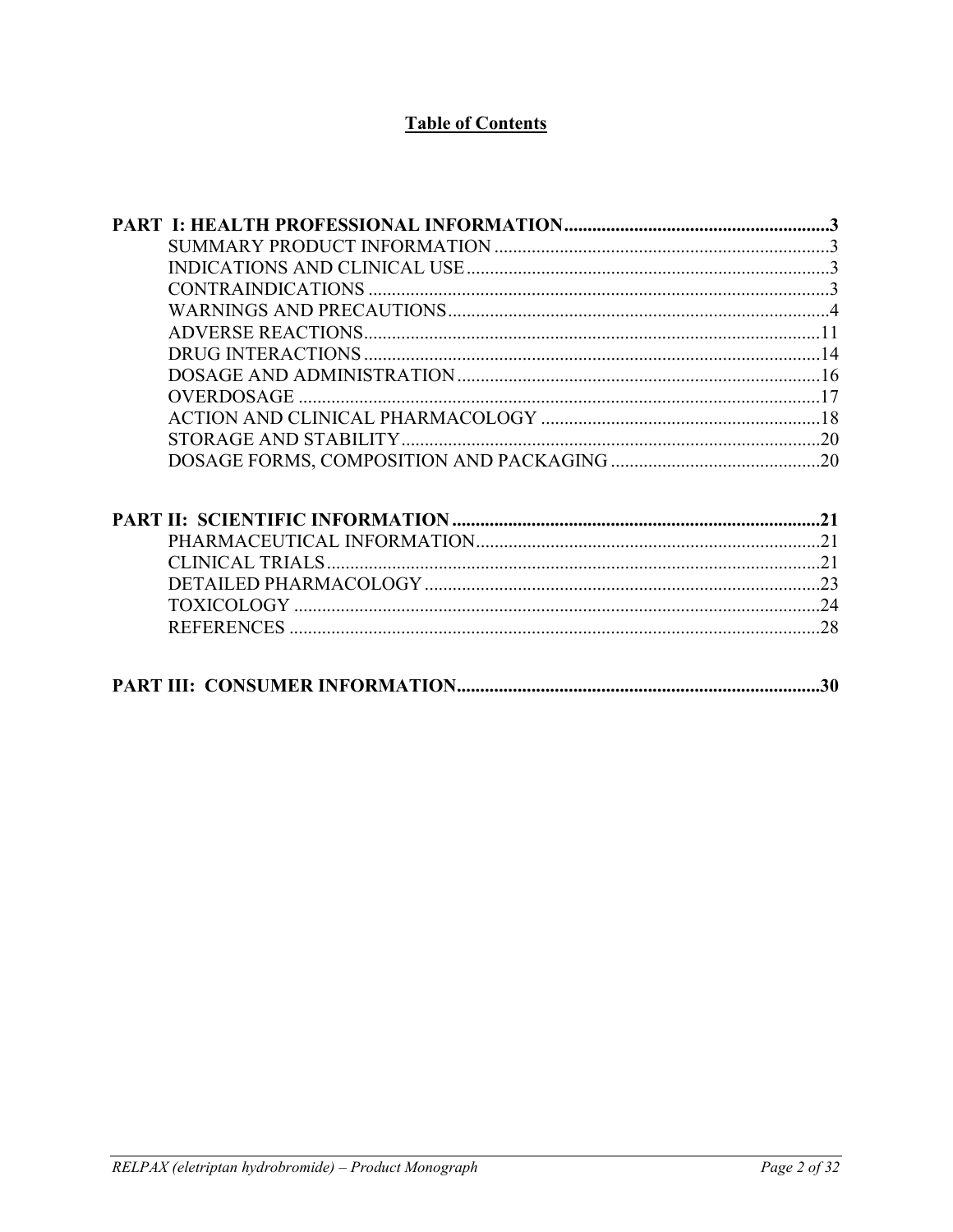# Table of Contents

**PART I: HEALTH PROFESSIONAL INFORMATION.........................................................3**

- SUMMARY PRODUCT INFORMATION ........................................................................3
- INDICATIONS AND CLINICAL USE..............................................................................3
- CONTRAINDICATIONS ..................................................................................................3
- WARNINGS AND PRECAUTIONS.................................................................................4
- ADVERSE REACTIONS.................................................................................................11
- DRUG INTERACTIONS .................................................................................................14
- DOSAGE AND ADMINISTRATION..............................................................................16
- OVERDOSAGE ................................................................................................................17
- ACTION AND CLINICAL PHARMACOLOGY ............................................................18
- STORAGE AND STABILITY..........................................................................................20
- DOSAGE FORMS, COMPOSITION AND PACKAGING .............................................20

**PART II: SCIENTIFIC INFORMATION ...............................................................................21**

- PHARMACEUTICAL INFORMATION..........................................................................21
- CLINICAL TRIALS..........................................................................................................21
- DETAILED PHARMACOLOGY .....................................................................................23
- TOXICOLOGY .................................................................................................................24
- REFERENCES ..................................................................................................................28

**PART III: CONSUMER INFORMATION..............................................................................30**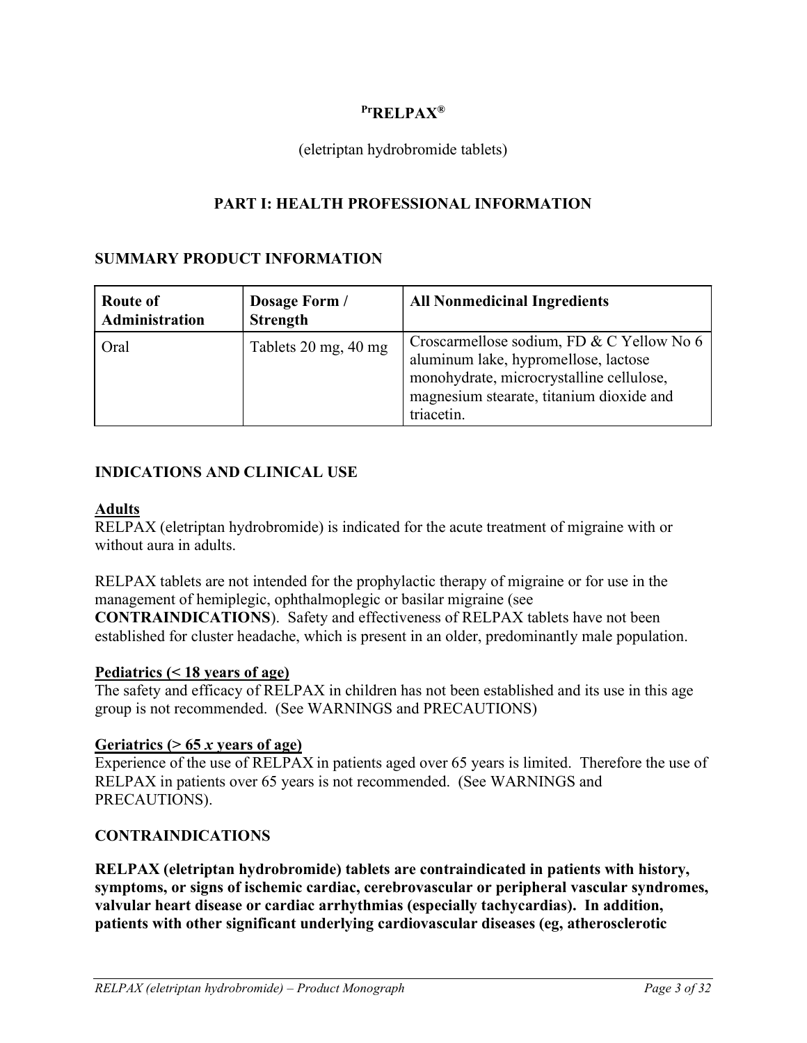# PrRELPAX®

(eletriptan hydrobromide tablets)

## PART I: HEALTH PROFESSIONAL INFORMATION

### SUMMARY PRODUCT INFORMATION

| Route of Administration | Dosage Form / Strength | All Nonmedicinal Ingredients |
|---|---|---|
| Oral | Tablets 20 mg, 40 mg | Croscarmellose sodium, FD & C Yellow No 6 aluminum lake, hypromellose, lactose monohydrate, microcrystalline cellulose, magnesium stearate, titanium dioxide and triacetin. |

### INDICATIONS AND CLINICAL USE

**Adults**

RELPAX (eletriptan hydrobromide) is indicated for the acute treatment of migraine with or without aura in adults.

RELPAX tablets are not intended for the prophylactic therapy of migraine or for use in the management of hemiplegic, ophthalmoplegic or basilar migraine (see **CONTRAINDICATIONS**). Safety and effectiveness of RELPAX tablets have not been established for cluster headache, which is present in an older, predominantly male population.

**Pediatrics (< 18 years of age)**

The safety and efficacy of RELPAX in children has not been established and its use in this age group is not recommended. (See WARNINGS and PRECAUTIONS)

**Geriatrics (> 65 *x* years of age)**

Experience of the use of RELPAX in patients aged over 65 years is limited. Therefore the use of RELPAX in patients over 65 years is not recommended. (See WARNINGS and PRECAUTIONS).

### CONTRAINDICATIONS

**RELPAX (eletriptan hydrobromide) tablets are contraindicated in patients with history, symptoms, or signs of ischemic cardiac, cerebrovascular or peripheral vascular syndromes, valvular heart disease or cardiac arrhythmias (especially tachycardias). In addition, patients with other significant underlying cardiovascular diseases (eg, atherosclerotic**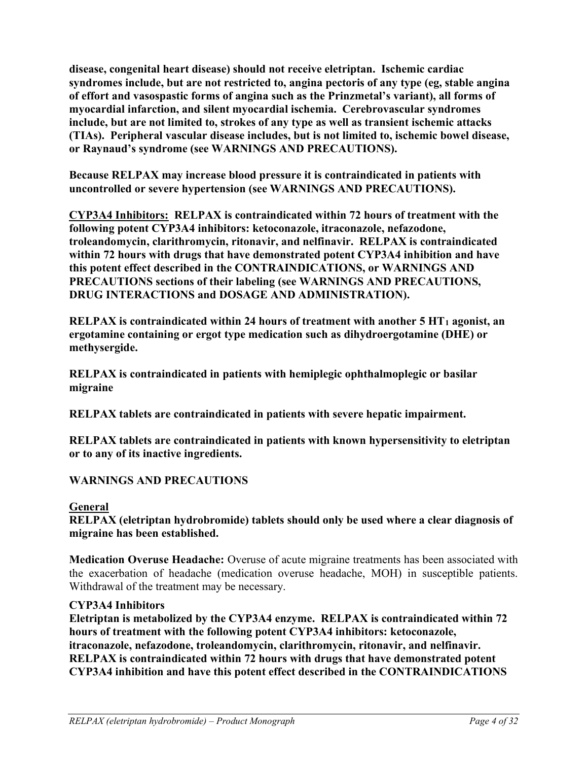**disease, congenital heart disease) should not receive eletriptan. Ischemic cardiac syndromes include, but are not restricted to, angina pectoris of any type (eg, stable angina of effort and vasospastic forms of angina such as the Prinzmetal's variant), all forms of myocardial infarction, and silent myocardial ischemia. Cerebrovascular syndromes include, but are not limited to, strokes of any type as well as transient ischemic attacks (TIAs). Peripheral vascular disease includes, but is not limited to, ischemic bowel disease, or Raynaud's syndrome (see WARNINGS AND PRECAUTIONS).**

**Because RELPAX may increase blood pressure it is contraindicated in patients with uncontrolled or severe hypertension (see WARNINGS AND PRECAUTIONS).**

**<u>CYP3A4 Inhibitors:</u> RELPAX is contraindicated within 72 hours of treatment with the following potent CYP3A4 inhibitors: ketoconazole, itraconazole, nefazodone, troleandomycin, clarithromycin, ritonavir, and nelfinavir. RELPAX is contraindicated within 72 hours with drugs that have demonstrated potent CYP3A4 inhibition and have this potent effect described in the CONTRAINDICATIONS, or WARNINGS AND PRECAUTIONS sections of their labeling (see WARNINGS AND PRECAUTIONS, DRUG INTERACTIONS and DOSAGE AND ADMINISTRATION).**

**RELPAX is contraindicated within 24 hours of treatment with another 5 $HT_1$ agonist, an ergotamine containing or ergot type medication such as dihydroergotamine (DHE) or methysergide.**

**RELPAX is contraindicated in patients with hemiplegic ophthalmoplegic or basilar migraine**

**RELPAX tablets are contraindicated in patients with severe hepatic impairment.**

**RELPAX tablets are contraindicated in patients with known hypersensitivity to eletriptan or to any of its inactive ingredients.**

## WARNINGS AND PRECAUTIONS

**<u>General</u>**

**RELPAX (eletriptan hydrobromide) tablets should only be used where a clear diagnosis of migraine has been established.**

**Medication Overuse Headache:** Overuse of acute migraine treatments has been associated with the exacerbation of headache (medication overuse headache, MOH) in susceptible patients. Withdrawal of the treatment may be necessary.

**CYP3A4 Inhibitors**

**Eletriptan is metabolized by the CYP3A4 enzyme. RELPAX is contraindicated within 72 hours of treatment with the following potent CYP3A4 inhibitors: ketoconazole, itraconazole, nefazodone, troleandomycin, clarithromycin, ritonavir, and nelfinavir. RELPAX is contraindicated within 72 hours with drugs that have demonstrated potent CYP3A4 inhibition and have this potent effect described in the CONTRAINDICATIONS**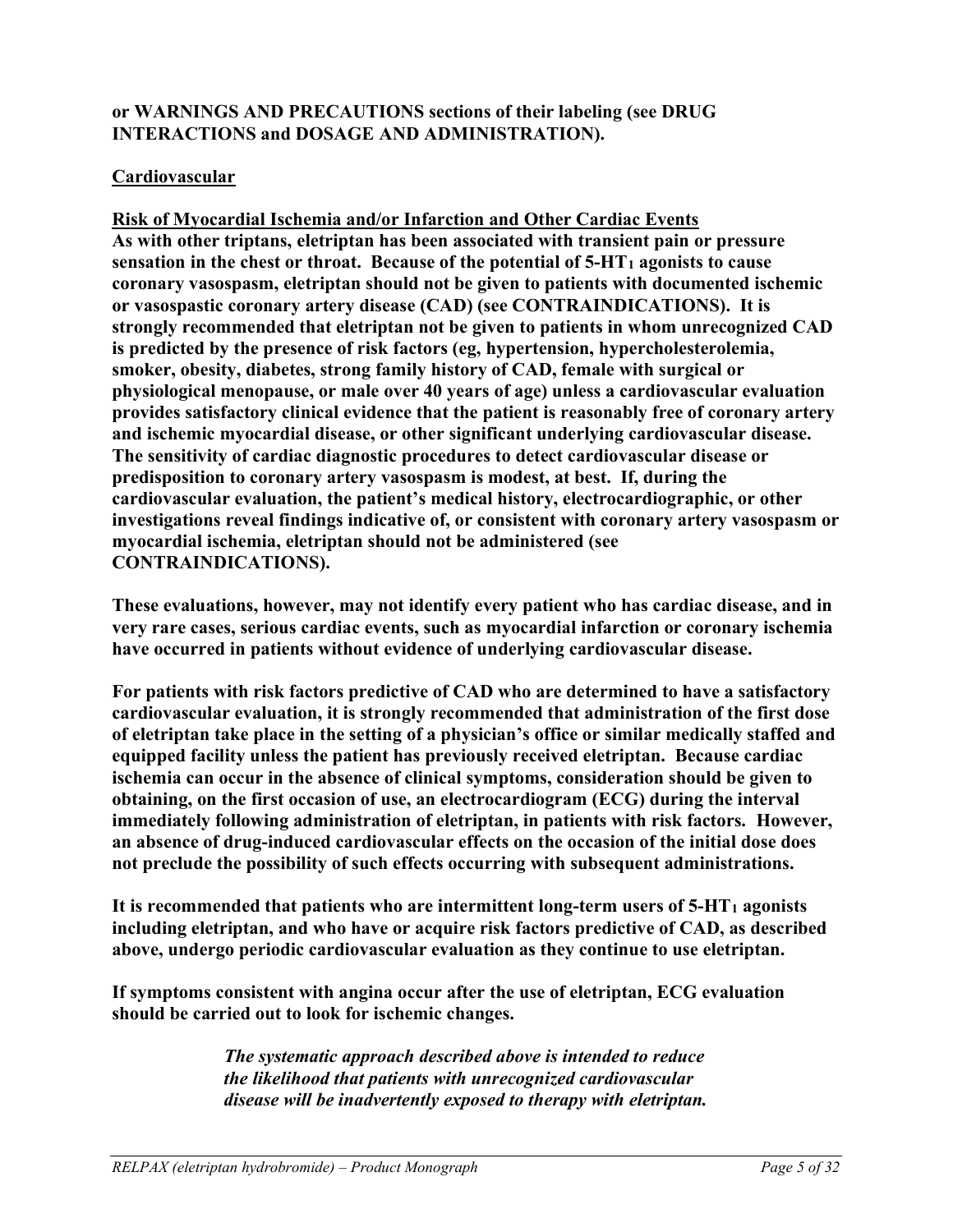**or WARNINGS AND PRECAUTIONS sections of their labeling (see DRUG INTERACTIONS and DOSAGE AND ADMINISTRATION).**

## Cardiovascular

### Risk of Myocardial Ischemia and/or Infarction and Other Cardiac Events

**As with other triptans, eletriptan has been associated with transient pain or pressure sensation in the chest or throat. Because of the potential of 5-HT$_1$ agonists to cause coronary vasospasm, eletriptan should not be given to patients with documented ischemic or vasospastic coronary artery disease (CAD) (see CONTRAINDICATIONS). It is strongly recommended that eletriptan not be given to patients in whom unrecognized CAD is predicted by the presence of risk factors (eg, hypertension, hypercholesterolemia, smoker, obesity, diabetes, strong family history of CAD, female with surgical or physiological menopause, or male over 40 years of age) unless a cardiovascular evaluation provides satisfactory clinical evidence that the patient is reasonably free of coronary artery and ischemic myocardial disease, or other significant underlying cardiovascular disease. The sensitivity of cardiac diagnostic procedures to detect cardiovascular disease or predisposition to coronary artery vasospasm is modest, at best. If, during the cardiovascular evaluation, the patient's medical history, electrocardiographic, or other investigations reveal findings indicative of, or consistent with coronary artery vasospasm or myocardial ischemia, eletriptan should not be administered (see CONTRAINDICATIONS).**

**These evaluations, however, may not identify every patient who has cardiac disease, and in very rare cases, serious cardiac events, such as myocardial infarction or coronary ischemia have occurred in patients without evidence of underlying cardiovascular disease.**

**For patients with risk factors predictive of CAD who are determined to have a satisfactory cardiovascular evaluation, it is strongly recommended that administration of the first dose of eletriptan take place in the setting of a physician's office or similar medically staffed and equipped facility unless the patient has previously received eletriptan. Because cardiac ischemia can occur in the absence of clinical symptoms, consideration should be given to obtaining, on the first occasion of use, an electrocardiogram (ECG) during the interval immediately following administration of eletriptan, in patients with risk factors. However, an absence of drug-induced cardiovascular effects on the occasion of the initial dose does not preclude the possibility of such effects occurring with subsequent administrations.**

**It is recommended that patients who are intermittent long-term users of 5-HT$_1$ agonists including eletriptan, and who have or acquire risk factors predictive of CAD, as described above, undergo periodic cardiovascular evaluation as they continue to use eletriptan.**

**If symptoms consistent with angina occur after the use of eletriptan, ECG evaluation should be carried out to look for ischemic changes.**

> ***The systematic approach described above is intended to reduce the likelihood that patients with unrecognized cardiovascular disease will be inadvertently exposed to therapy with eletriptan.***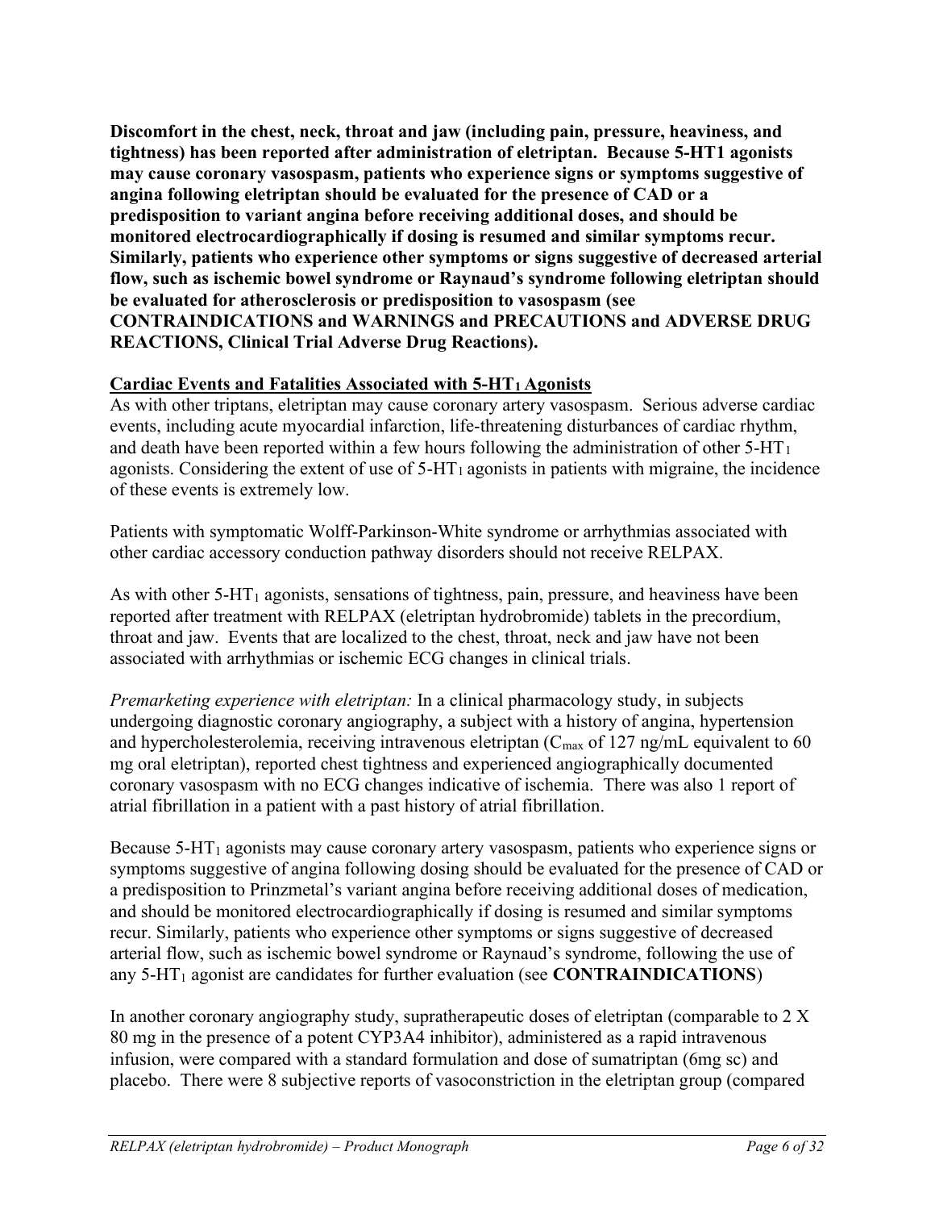**Discomfort in the chest, neck, throat and jaw (including pain, pressure, heaviness, and tightness) has been reported after administration of eletriptan. Because 5-HT1 agonists may cause coronary vasospasm, patients who experience signs or symptoms suggestive of angina following eletriptan should be evaluated for the presence of CAD or a predisposition to variant angina before receiving additional doses, and should be monitored electrocardiographically if dosing is resumed and similar symptoms recur. Similarly, patients who experience other symptoms or signs suggestive of decreased arterial flow, such as ischemic bowel syndrome or Raynaud's syndrome following eletriptan should be evaluated for atherosclerosis or predisposition to vasospasm (see CONTRAINDICATIONS and WARNINGS and PRECAUTIONS and ADVERSE DRUG REACTIONS, Clinical Trial Adverse Drug Reactions).**

**Cardiac Events and Fatalities Associated with 5-HT$_1$ Agonists**

As with other triptans, eletriptan may cause coronary artery vasospasm. Serious adverse cardiac events, including acute myocardial infarction, life-threatening disturbances of cardiac rhythm, and death have been reported within a few hours following the administration of other 5-HT$_1$ agonists. Considering the extent of use of 5-HT$_1$ agonists in patients with migraine, the incidence of these events is extremely low.

Patients with symptomatic Wolff-Parkinson-White syndrome or arrhythmias associated with other cardiac accessory conduction pathway disorders should not receive RELPAX.

As with other 5-HT$_1$ agonists, sensations of tightness, pain, pressure, and heaviness have been reported after treatment with RELPAX (eletriptan hydrobromide) tablets in the precordium, throat and jaw. Events that are localized to the chest, throat, neck and jaw have not been associated with arrhythmias or ischemic ECG changes in clinical trials.

*Premarketing experience with eletriptan:* In a clinical pharmacology study, in subjects undergoing diagnostic coronary angiography, a subject with a history of angina, hypertension and hypercholesterolemia, receiving intravenous eletriptan ($C_{max}$ of 127 ng/mL equivalent to 60 mg oral eletriptan), reported chest tightness and experienced angiographically documented coronary vasospasm with no ECG changes indicative of ischemia. There was also 1 report of atrial fibrillation in a patient with a past history of atrial fibrillation.

Because 5-HT$_1$ agonists may cause coronary artery vasospasm, patients who experience signs or symptoms suggestive of angina following dosing should be evaluated for the presence of CAD or a predisposition to Prinzmetal's variant angina before receiving additional doses of medication, and should be monitored electrocardiographically if dosing is resumed and similar symptoms recur. Similarly, patients who experience other symptoms or signs suggestive of decreased arterial flow, such as ischemic bowel syndrome or Raynaud's syndrome, following the use of any 5-HT$_1$ agonist are candidates for further evaluation (see **CONTRAINDICATIONS**)

In another coronary angiography study, supratherapeutic doses of eletriptan (comparable to 2 X 80 mg in the presence of a potent CYP3A4 inhibitor), administered as a rapid intravenous infusion, were compared with a standard formulation and dose of sumatriptan (6mg sc) and placebo. There were 8 subjective reports of vasoconstriction in the eletriptan group (compared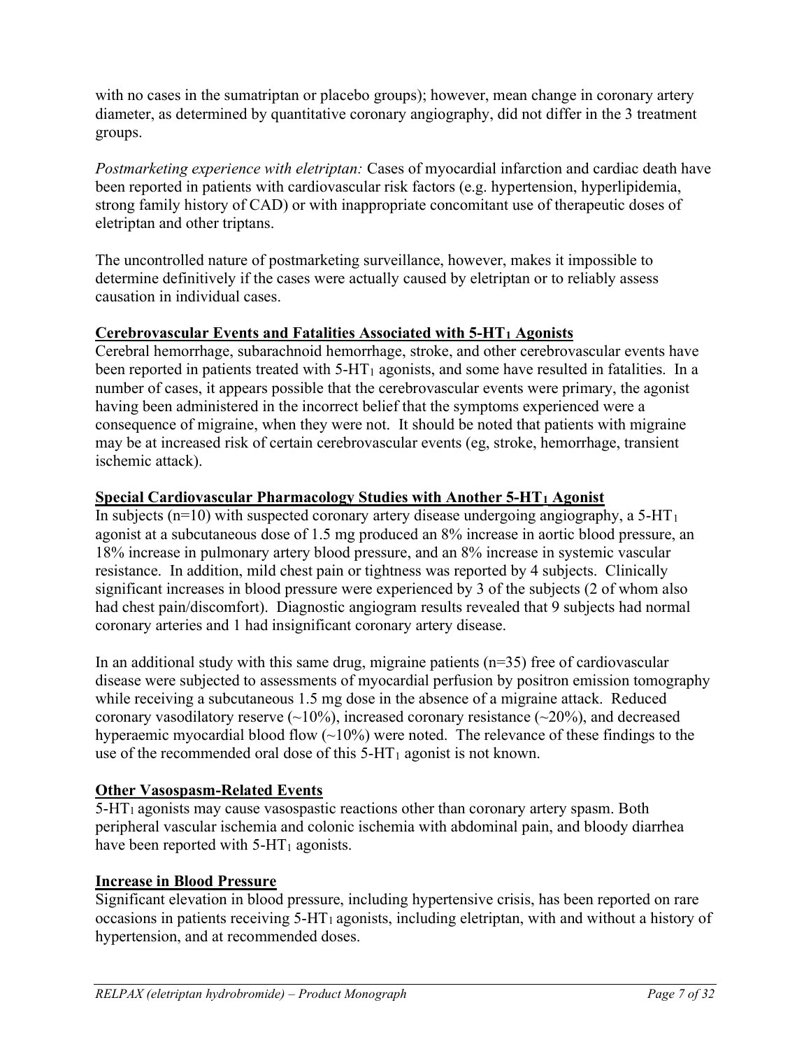with no cases in the sumatriptan or placebo groups); however, mean change in coronary artery diameter, as determined by quantitative coronary angiography, did not differ in the 3 treatment groups.

*Postmarketing experience with eletriptan:* Cases of myocardial infarction and cardiac death have been reported in patients with cardiovascular risk factors (e.g. hypertension, hyperlipidemia, strong family history of CAD) or with inappropriate concomitant use of therapeutic doses of eletriptan and other triptans.

The uncontrolled nature of postmarketing surveillance, however, makes it impossible to determine definitively if the cases were actually caused by eletriptan or to reliably assess causation in individual cases.

**Cerebrovascular Events and Fatalities Associated with 5-$HT_1$ Agonists**

Cerebral hemorrhage, subarachnoid hemorrhage, stroke, and other cerebrovascular events have been reported in patients treated with 5-$HT_1$ agonists, and some have resulted in fatalities. In a number of cases, it appears possible that the cerebrovascular events were primary, the agonist having been administered in the incorrect belief that the symptoms experienced were a consequence of migraine, when they were not. It should be noted that patients with migraine may be at increased risk of certain cerebrovascular events (eg, stroke, hemorrhage, transient ischemic attack).

**Special Cardiovascular Pharmacology Studies with Another 5-$HT_1$ Agonist**

In subjects (n=10) with suspected coronary artery disease undergoing angiography, a 5-$HT_1$ agonist at a subcutaneous dose of 1.5 mg produced an 8% increase in aortic blood pressure, an 18% increase in pulmonary artery blood pressure, and an 8% increase in systemic vascular resistance. In addition, mild chest pain or tightness was reported by 4 subjects. Clinically significant increases in blood pressure were experienced by 3 of the subjects (2 of whom also had chest pain/discomfort). Diagnostic angiogram results revealed that 9 subjects had normal coronary arteries and 1 had insignificant coronary artery disease.

In an additional study with this same drug, migraine patients (n=35) free of cardiovascular disease were subjected to assessments of myocardial perfusion by positron emission tomography while receiving a subcutaneous 1.5 mg dose in the absence of a migraine attack. Reduced coronary vasodilatory reserve (~10%), increased coronary resistance (~20%), and decreased hyperaemic myocardial blood flow (~10%) were noted. The relevance of these findings to the use of the recommended oral dose of this 5-$HT_1$ agonist is not known.

**Other Vasospasm-Related Events**

5-$HT_1$ agonists may cause vasospastic reactions other than coronary artery spasm. Both peripheral vascular ischemia and colonic ischemia with abdominal pain, and bloody diarrhea have been reported with 5-$HT_1$ agonists.

**Increase in Blood Pressure**

Significant elevation in blood pressure, including hypertensive crisis, has been reported on rare occasions in patients receiving 5-$HT_1$ agonists, including eletriptan, with and without a history of hypertension, and at recommended doses.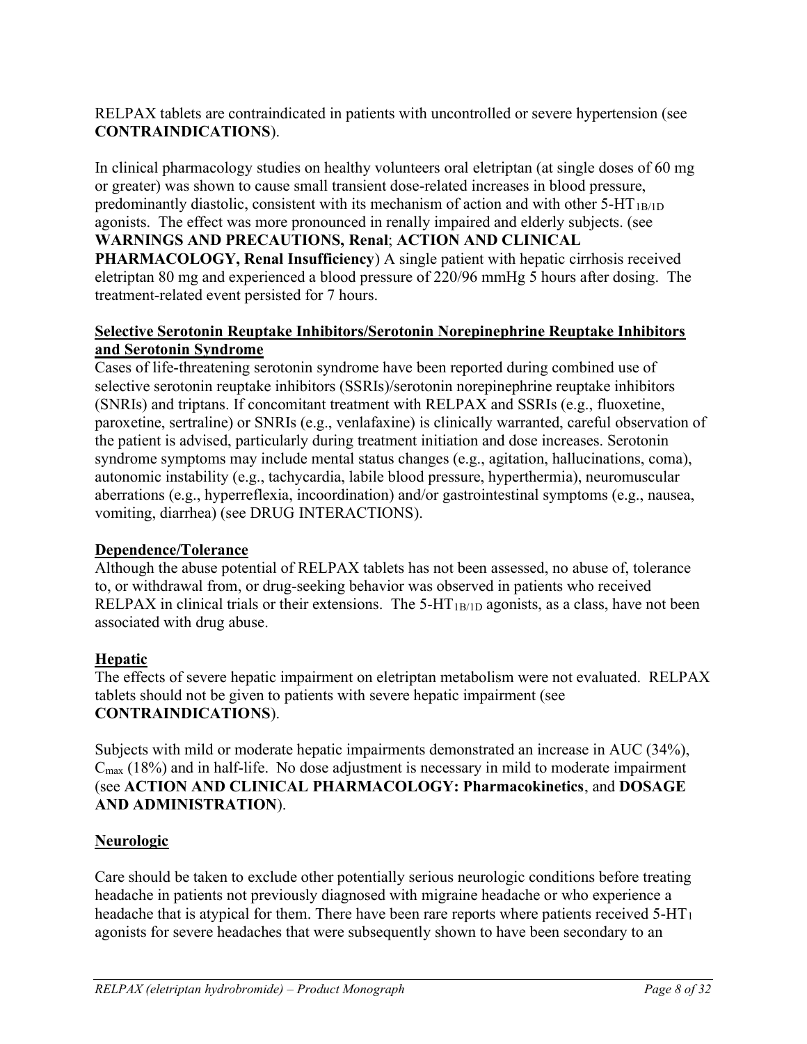RELPAX tablets are contraindicated in patients with uncontrolled or severe hypertension (see **CONTRAINDICATIONS**).

In clinical pharmacology studies on healthy volunteers oral eletriptan (at single doses of 60 mg or greater) was shown to cause small transient dose-related increases in blood pressure, predominantly diastolic, consistent with its mechanism of action and with other 5-$HT_{1B/1D}$ agonists. The effect was more pronounced in renally impaired and elderly subjects. (see **WARNINGS AND PRECAUTIONS, Renal**; **ACTION AND CLINICAL PHARMACOLOGY, Renal Insufficiency**) A single patient with hepatic cirrhosis received eletriptan 80 mg and experienced a blood pressure of 220/96 mmHg 5 hours after dosing. The treatment-related event persisted for 7 hours.

**Selective Serotonin Reuptake Inhibitors/Serotonin Norepinephrine Reuptake Inhibitors and Serotonin Syndrome**

Cases of life-threatening serotonin syndrome have been reported during combined use of selective serotonin reuptake inhibitors (SSRIs)/serotonin norepinephrine reuptake inhibitors (SNRIs) and triptans. If concomitant treatment with RELPAX and SSRIs (e.g., fluoxetine, paroxetine, sertraline) or SNRIs (e.g., venlafaxine) is clinically warranted, careful observation of the patient is advised, particularly during treatment initiation and dose increases. Serotonin syndrome symptoms may include mental status changes (e.g., agitation, hallucinations, coma), autonomic instability (e.g., tachycardia, labile blood pressure, hyperthermia), neuromuscular aberrations (e.g., hyperreflexia, incoordination) and/or gastrointestinal symptoms (e.g., nausea, vomiting, diarrhea) (see DRUG INTERACTIONS).

**Dependence/Tolerance**

Although the abuse potential of RELPAX tablets has not been assessed, no abuse of, tolerance to, or withdrawal from, or drug-seeking behavior was observed in patients who received RELPAX in clinical trials or their extensions. The 5-$HT_{1B/1D}$ agonists, as a class, have not been associated with drug abuse.

**Hepatic**

The effects of severe hepatic impairment on eletriptan metabolism were not evaluated. RELPAX tablets should not be given to patients with severe hepatic impairment (see **CONTRAINDICATIONS**).

Subjects with mild or moderate hepatic impairments demonstrated an increase in AUC (34%), $C_{max}$ (18%) and in half-life. No dose adjustment is necessary in mild to moderate impairment (see **ACTION AND CLINICAL PHARMACOLOGY: Pharmacokinetics**, and **DOSAGE AND ADMINISTRATION**).

**Neurologic**

Care should be taken to exclude other potentially serious neurologic conditions before treating headache in patients not previously diagnosed with migraine headache or who experience a headache that is atypical for them. There have been rare reports where patients received 5-$HT_1$ agonists for severe headaches that were subsequently shown to have been secondary to an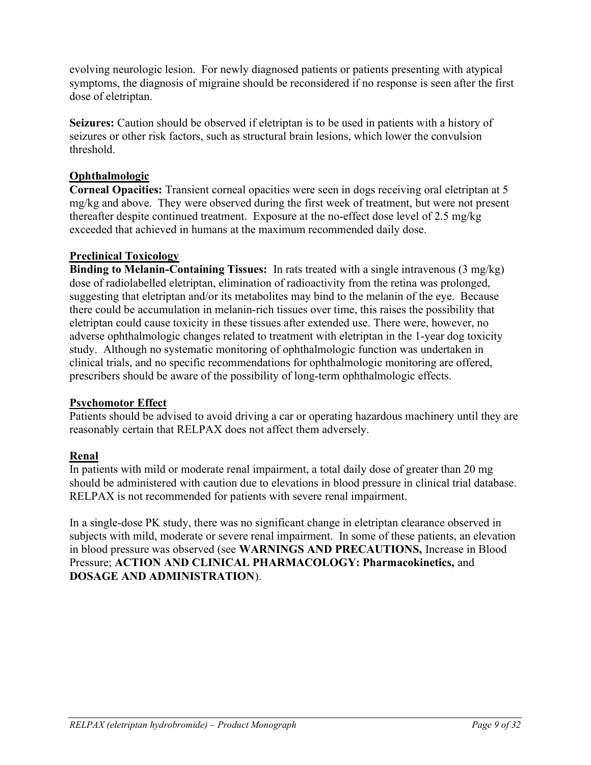evolving neurologic lesion. For newly diagnosed patients or patients presenting with atypical symptoms, the diagnosis of migraine should be reconsidered if no response is seen after the first dose of eletriptan.

**Seizures:** Caution should be observed if eletriptan is to be used in patients with a history of seizures or other risk factors, such as structural brain lesions, which lower the convulsion threshold.

## Ophthalmologic

**Corneal Opacities:** Transient corneal opacities were seen in dogs receiving oral eletriptan at 5 mg/kg and above. They were observed during the first week of treatment, but were not present thereafter despite continued treatment. Exposure at the no-effect dose level of 2.5 mg/kg exceeded that achieved in humans at the maximum recommended daily dose.

## Preclinical Toxicology

**Binding to Melanin-Containing Tissues:** In rats treated with a single intravenous (3 mg/kg) dose of radiolabelled eletriptan, elimination of radioactivity from the retina was prolonged, suggesting that eletriptan and/or its metabolites may bind to the melanin of the eye. Because there could be accumulation in melanin-rich tissues over time, this raises the possibility that eletriptan could cause toxicity in these tissues after extended use. There were, however, no adverse ophthalmologic changes related to treatment with eletriptan in the 1-year dog toxicity study. Although no systematic monitoring of ophthalmologic function was undertaken in clinical trials, and no specific recommendations for ophthalmologic monitoring are offered, prescribers should be aware of the possibility of long-term ophthalmologic effects.

## Psychomotor Effect

Patients should be advised to avoid driving a car or operating hazardous machinery until they are reasonably certain that RELPAX does not affect them adversely.

## Renal

In patients with mild or moderate renal impairment, a total daily dose of greater than 20 mg should be administered with caution due to elevations in blood pressure in clinical trial database. RELPAX is not recommended for patients with severe renal impairment.

In a single-dose PK study, there was no significant change in eletriptan clearance observed in subjects with mild, moderate or severe renal impairment. In some of these patients, an elevation in blood pressure was observed (see **WARNINGS AND PRECAUTIONS,** Increase in Blood Pressure; **ACTION AND CLINICAL PHARMACOLOGY: Pharmacokinetics,** and **DOSAGE AND ADMINISTRATION**).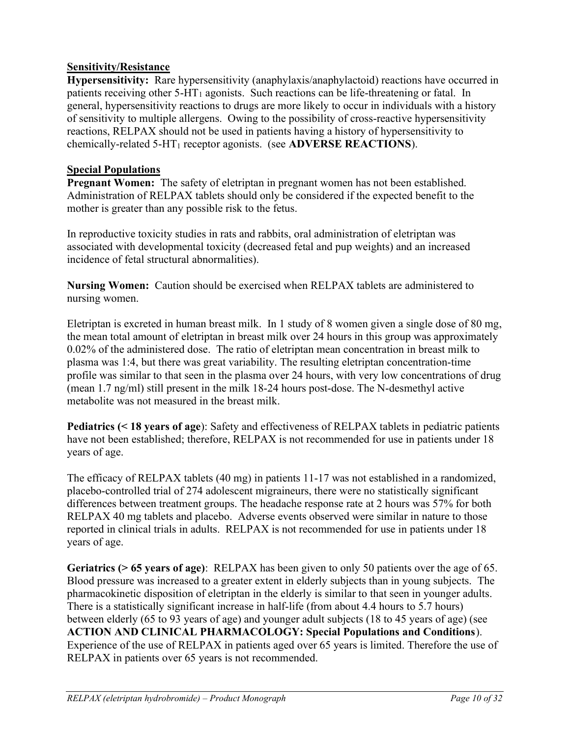**Sensitivity/Resistance**

**Hypersensitivity:** Rare hypersensitivity (anaphylaxis/anaphylactoid) reactions have occurred in patients receiving other 5-$HT_1$ agonists. Such reactions can be life-threatening or fatal. In general, hypersensitivity reactions to drugs are more likely to occur in individuals with a history of sensitivity to multiple allergens. Owing to the possibility of cross-reactive hypersensitivity reactions, RELPAX should not be used in patients having a history of hypersensitivity to chemically-related 5-$HT_1$ receptor agonists. (see **ADVERSE REACTIONS**).

**Special Populations**

**Pregnant Women:** The safety of eletriptan in pregnant women has not been established. Administration of RELPAX tablets should only be considered if the expected benefit to the mother is greater than any possible risk to the fetus.

In reproductive toxicity studies in rats and rabbits, oral administration of eletriptan was associated with developmental toxicity (decreased fetal and pup weights) and an increased incidence of fetal structural abnormalities).

**Nursing Women:** Caution should be exercised when RELPAX tablets are administered to nursing women.

Eletriptan is excreted in human breast milk. In 1 study of 8 women given a single dose of 80 mg, the mean total amount of eletriptan in breast milk over 24 hours in this group was approximately 0.02% of the administered dose. The ratio of eletriptan mean concentration in breast milk to plasma was 1:4, but there was great variability. The resulting eletriptan concentration-time profile was similar to that seen in the plasma over 24 hours, with very low concentrations of drug (mean 1.7 ng/ml) still present in the milk 18-24 hours post-dose. The N-desmethyl active metabolite was not measured in the breast milk.

**Pediatrics (< 18 years of age**): Safety and effectiveness of RELPAX tablets in pediatric patients have not been established; therefore, RELPAX is not recommended for use in patients under 18 years of age.

The efficacy of RELPAX tablets (40 mg) in patients 11-17 was not established in a randomized, placebo-controlled trial of 274 adolescent migraineurs, there were no statistically significant differences between treatment groups. The headache response rate at 2 hours was 57% for both RELPAX 40 mg tablets and placebo. Adverse events observed were similar in nature to those reported in clinical trials in adults. RELPAX is not recommended for use in patients under 18 years of age.

**Geriatrics (> 65 years of age)**: RELPAX has been given to only 50 patients over the age of 65. Blood pressure was increased to a greater extent in elderly subjects than in young subjects. The pharmacokinetic disposition of eletriptan in the elderly is similar to that seen in younger adults. There is a statistically significant increase in half-life (from about 4.4 hours to 5.7 hours) between elderly (65 to 93 years of age) and younger adult subjects (18 to 45 years of age) (see **ACTION AND CLINICAL PHARMACOLOGY: Special Populations and Conditions**). Experience of the use of RELPAX in patients aged over 65 years is limited. Therefore the use of RELPAX in patients over 65 years is not recommended.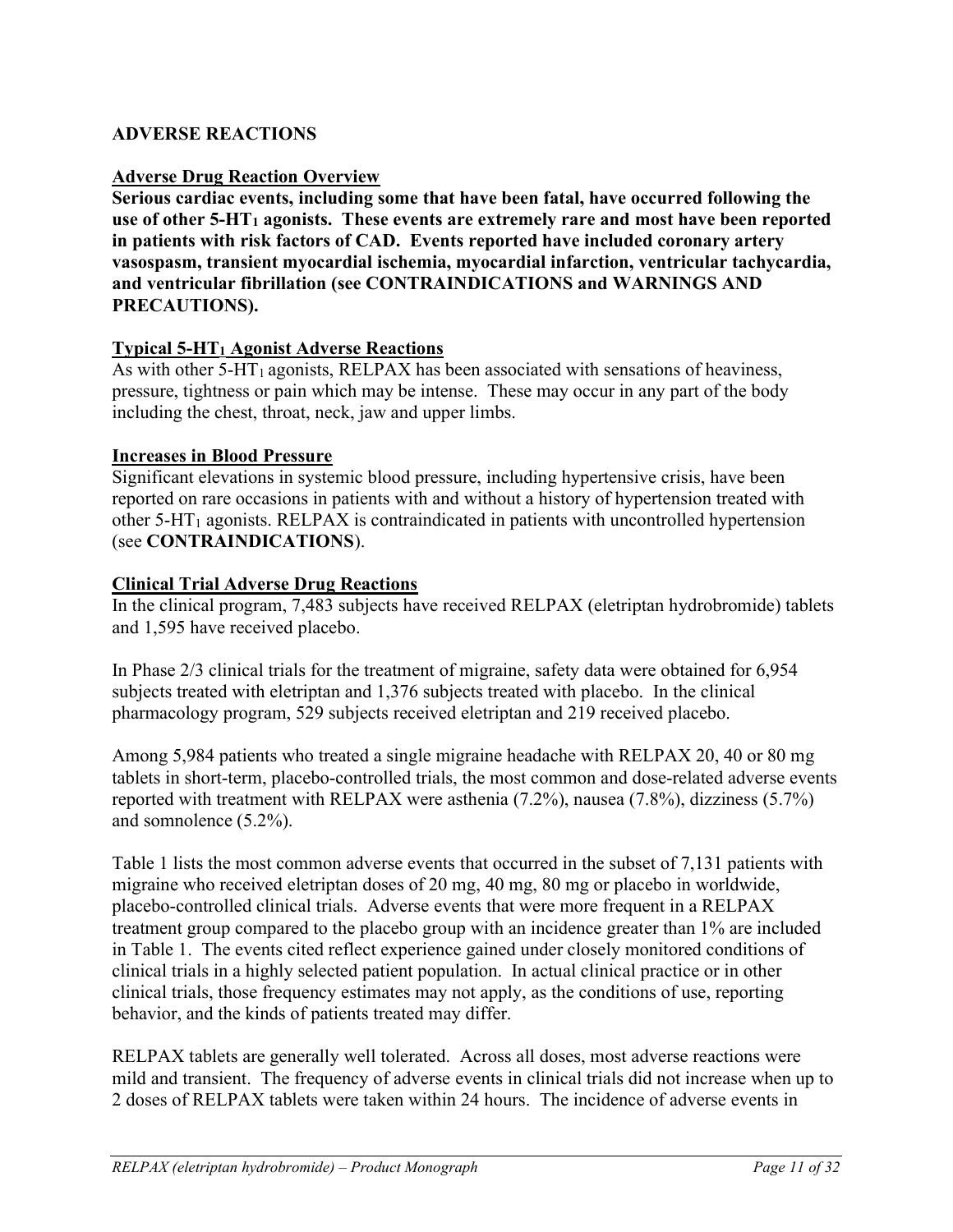## ADVERSE REACTIONS

### Adverse Drug Reaction Overview

**Serious cardiac events, including some that have been fatal, have occurred following the use of other 5-HT$_1$ agonists. These events are extremely rare and most have been reported in patients with risk factors of CAD. Events reported have included coronary artery vasospasm, transient myocardial ischemia, myocardial infarction, ventricular tachycardia, and ventricular fibrillation (see CONTRAINDICATIONS and WARNINGS AND PRECAUTIONS).**

### Typical 5-HT$_1$ Agonist Adverse Reactions

As with other 5-HT$_1$ agonists, RELPAX has been associated with sensations of heaviness, pressure, tightness or pain which may be intense. These may occur in any part of the body including the chest, throat, neck, jaw and upper limbs.

### Increases in Blood Pressure

Significant elevations in systemic blood pressure, including hypertensive crisis, have been reported on rare occasions in patients with and without a history of hypertension treated with other 5-HT$_1$ agonists. RELPAX is contraindicated in patients with uncontrolled hypertension (see **CONTRAINDICATIONS**).

### Clinical Trial Adverse Drug Reactions

In the clinical program, 7,483 subjects have received RELPAX (eletriptan hydrobromide) tablets and 1,595 have received placebo.

In Phase 2/3 clinical trials for the treatment of migraine, safety data were obtained for 6,954 subjects treated with eletriptan and 1,376 subjects treated with placebo. In the clinical pharmacology program, 529 subjects received eletriptan and 219 received placebo.

Among 5,984 patients who treated a single migraine headache with RELPAX 20, 40 or 80 mg tablets in short-term, placebo-controlled trials, the most common and dose-related adverse events reported with treatment with RELPAX were asthenia (7.2%), nausea (7.8%), dizziness (5.7%) and somnolence (5.2%).

Table 1 lists the most common adverse events that occurred in the subset of 7,131 patients with migraine who received eletriptan doses of 20 mg, 40 mg, 80 mg or placebo in worldwide, placebo-controlled clinical trials. Adverse events that were more frequent in a RELPAX treatment group compared to the placebo group with an incidence greater than 1% are included in Table 1. The events cited reflect experience gained under closely monitored conditions of clinical trials in a highly selected patient population. In actual clinical practice or in other clinical trials, those frequency estimates may not apply, as the conditions of use, reporting behavior, and the kinds of patients treated may differ.

RELPAX tablets are generally well tolerated. Across all doses, most adverse reactions were mild and transient. The frequency of adverse events in clinical trials did not increase when up to 2 doses of RELPAX tablets were taken within 24 hours. The incidence of adverse events in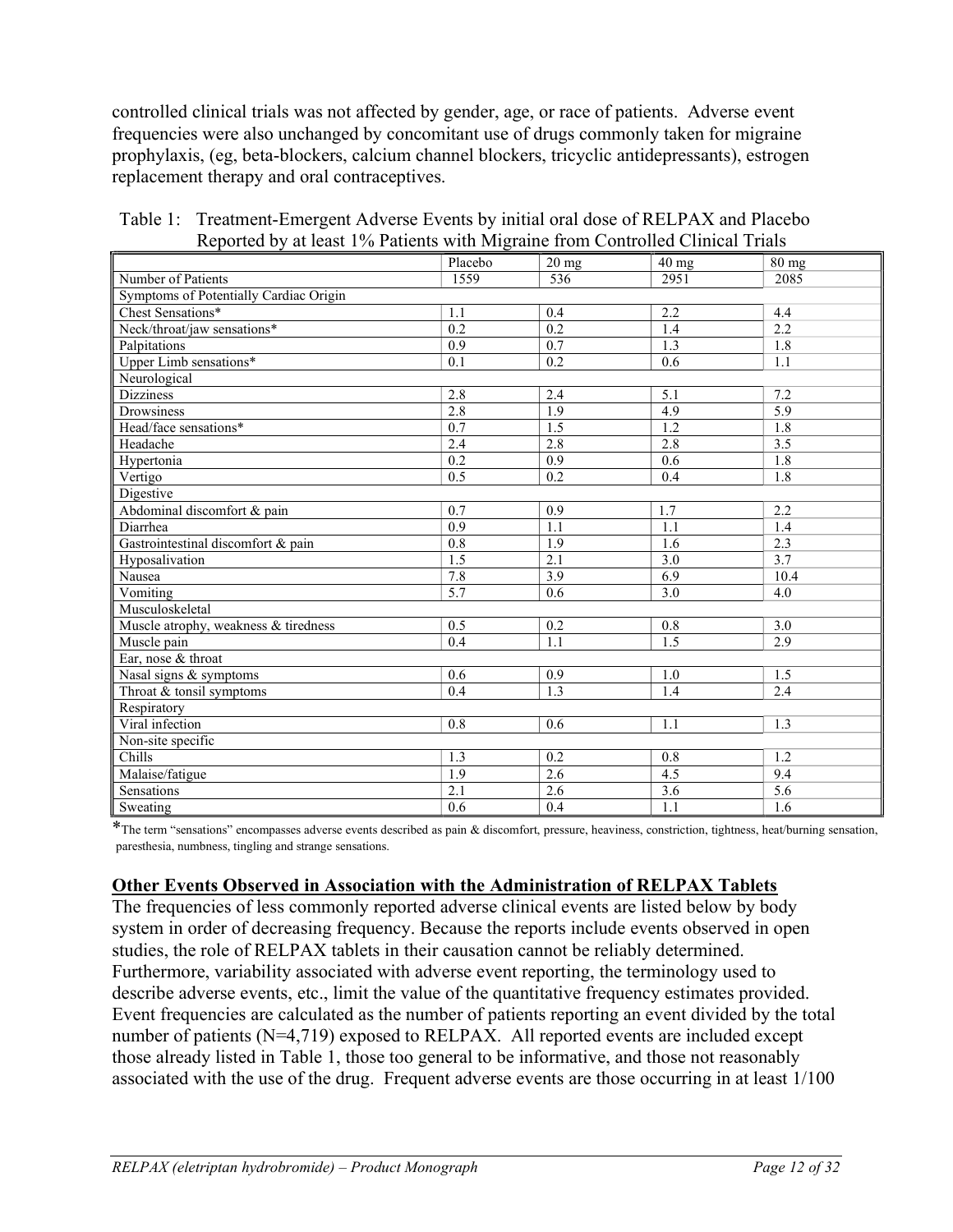controlled clinical trials was not affected by gender, age, or race of patients. Adverse event frequencies were also unchanged by concomitant use of drugs commonly taken for migraine prophylaxis, (eg, beta-blockers, calcium channel blockers, tricyclic antidepressants), estrogen replacement therapy and oral contraceptives.

Table 1: Treatment-Emergent Adverse Events by initial oral dose of RELPAX and Placebo Reported by at least 1% Patients with Migraine from Controlled Clinical Trials

| | Placebo | 20 mg | 40 mg | 80 mg |
|---|---|---|---|---|
| Number of Patients | 1559 | 536 | 2951 | 2085 |
| Symptoms of Potentially Cardiac Origin | | | | |
| Chest Sensations* | 1.1 | 0.4 | 2.2 | 4.4 |
| Neck/throat/jaw sensations* | 0.2 | 0.2 | 1.4 | 2.2 |
| Palpitations | 0.9 | 0.7 | 1.3 | 1.8 |
| Upper Limb sensations* | 0.1 | 0.2 | 0.6 | 1.1 |
| Neurological | | | | |
| Dizziness | 2.8 | 2.4 | 5.1 | 7.2 |
| Drowsiness | 2.8 | 1.9 | 4.9 | 5.9 |
| Head/face sensations* | 0.7 | 1.5 | 1.2 | 1.8 |
| Headache | 2.4 | 2.8 | 2.8 | 3.5 |
| Hypertonia | 0.2 | 0.9 | 0.6 | 1.8 |
| Vertigo | 0.5 | 0.2 | 0.4 | 1.8 |
| Digestive | | | | |
| Abdominal discomfort & pain | 0.7 | 0.9 | 1.7 | 2.2 |
| Diarrhea | 0.9 | 1.1 | 1.1 | 1.4 |
| Gastrointestinal discomfort & pain | 0.8 | 1.9 | 1.6 | 2.3 |
| Hyposalivation | 1.5 | 2.1 | 3.0 | 3.7 |
| Nausea | 7.8 | 3.9 | 6.9 | 10.4 |
| Vomiting | 5.7 | 0.6 | 3.0 | 4.0 |
| Musculoskeletal | | | | |
| Muscle atrophy, weakness & tiredness | 0.5 | 0.2 | 0.8 | 3.0 |
| Muscle pain | 0.4 | 1.1 | 1.5 | 2.9 |
| Ear, nose & throat | | | | |
| Nasal signs & symptoms | 0.6 | 0.9 | 1.0 | 1.5 |
| Throat & tonsil symptoms | 0.4 | 1.3 | 1.4 | 2.4 |
| Respiratory | | | | |
| Viral infection | 0.8 | 0.6 | 1.1 | 1.3 |
| Non-site specific | | | | |
| Chills | 1.3 | 0.2 | 0.8 | 1.2 |
| Malaise/fatigue | 1.9 | 2.6 | 4.5 | 9.4 |
| Sensations | 2.1 | 2.6 | 3.6 | 5.6 |
| Sweating | 0.6 | 0.4 | 1.1 | 1.6 |

*The term "sensations" encompasses adverse events described as pain & discomfort, pressure, heaviness, constriction, tightness, heat/burning sensation, paresthesia, numbness, tingling and strange sensations.

**Other Events Observed in Association with the Administration of RELPAX Tablets**

The frequencies of less commonly reported adverse clinical events are listed below by body system in order of decreasing frequency. Because the reports include events observed in open studies, the role of RELPAX tablets in their causation cannot be reliably determined. Furthermore, variability associated with adverse event reporting, the terminology used to describe adverse events, etc., limit the value of the quantitative frequency estimates provided. Event frequencies are calculated as the number of patients reporting an event divided by the total number of patients (N=4,719) exposed to RELPAX. All reported events are included except those already listed in Table 1, those too general to be informative, and those not reasonably associated with the use of the drug. Frequent adverse events are those occurring in at least 1/100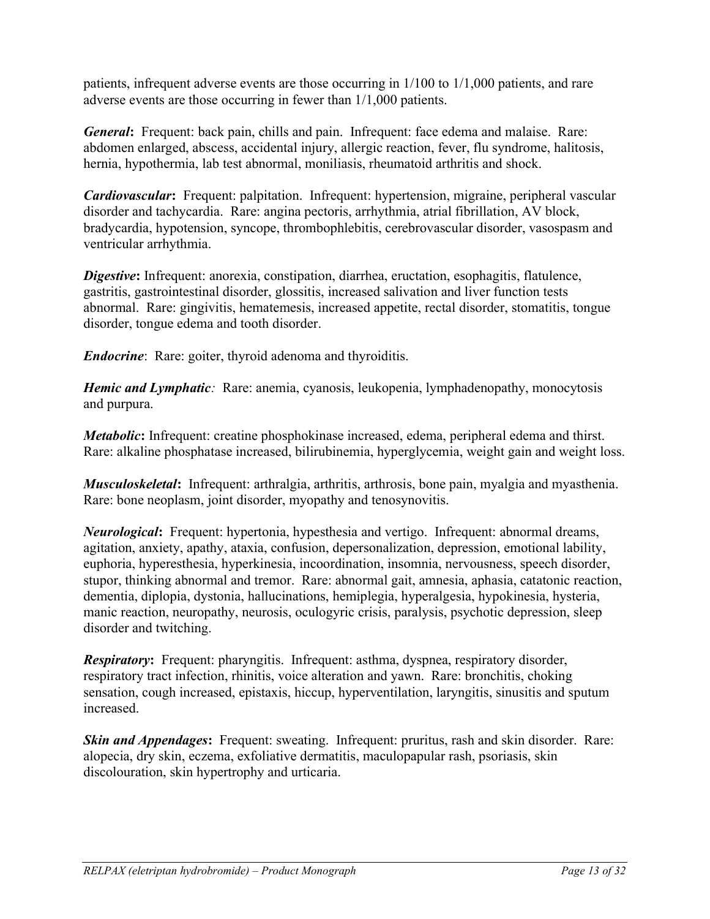patients, infrequent adverse events are those occurring in 1/100 to 1/1,000 patients, and rare adverse events are those occurring in fewer than 1/1,000 patients.

***General***: Frequent: back pain, chills and pain. Infrequent: face edema and malaise. Rare: abdomen enlarged, abscess, accidental injury, allergic reaction, fever, flu syndrome, halitosis, hernia, hypothermia, lab test abnormal, moniliasis, rheumatoid arthritis and shock.

***Cardiovascular***: Frequent: palpitation. Infrequent: hypertension, migraine, peripheral vascular disorder and tachycardia. Rare: angina pectoris, arrhythmia, atrial fibrillation, AV block, bradycardia, hypotension, syncope, thrombophlebitis, cerebrovascular disorder, vasospasm and ventricular arrhythmia.

***Digestive***: Infrequent: anorexia, constipation, diarrhea, eructation, esophagitis, flatulence, gastritis, gastrointestinal disorder, glossitis, increased salivation and liver function tests abnormal. Rare: gingivitis, hematemesis, increased appetite, rectal disorder, stomatitis, tongue disorder, tongue edema and tooth disorder.

***Endocrine***: Rare: goiter, thyroid adenoma and thyroiditis.

***Hemic and Lymphatic****:* Rare: anemia, cyanosis, leukopenia, lymphadenopathy, monocytosis and purpura.

***Metabolic***: Infrequent: creatine phosphokinase increased, edema, peripheral edema and thirst. Rare: alkaline phosphatase increased, bilirubinemia, hyperglycemia, weight gain and weight loss.

***Musculoskeletal***: Infrequent: arthralgia, arthritis, arthrosis, bone pain, myalgia and myasthenia. Rare: bone neoplasm, joint disorder, myopathy and tenosynovitis.

***Neurological***: Frequent: hypertonia, hypesthesia and vertigo. Infrequent: abnormal dreams, agitation, anxiety, apathy, ataxia, confusion, depersonalization, depression, emotional lability, euphoria, hyperesthesia, hyperkinesia, incoordination, insomnia, nervousness, speech disorder, stupor, thinking abnormal and tremor. Rare: abnormal gait, amnesia, aphasia, catatonic reaction, dementia, diplopia, dystonia, hallucinations, hemiplegia, hyperalgesia, hypokinesia, hysteria, manic reaction, neuropathy, neurosis, oculogyric crisis, paralysis, psychotic depression, sleep disorder and twitching.

***Respiratory***: Frequent: pharyngitis. Infrequent: asthma, dyspnea, respiratory disorder, respiratory tract infection, rhinitis, voice alteration and yawn. Rare: bronchitis, choking sensation, cough increased, epistaxis, hiccup, hyperventilation, laryngitis, sinusitis and sputum increased.

***Skin and Appendages***: Frequent: sweating. Infrequent: pruritus, rash and skin disorder. Rare: alopecia, dry skin, eczema, exfoliative dermatitis, maculopapular rash, psoriasis, skin discolouration, skin hypertrophy and urticaria.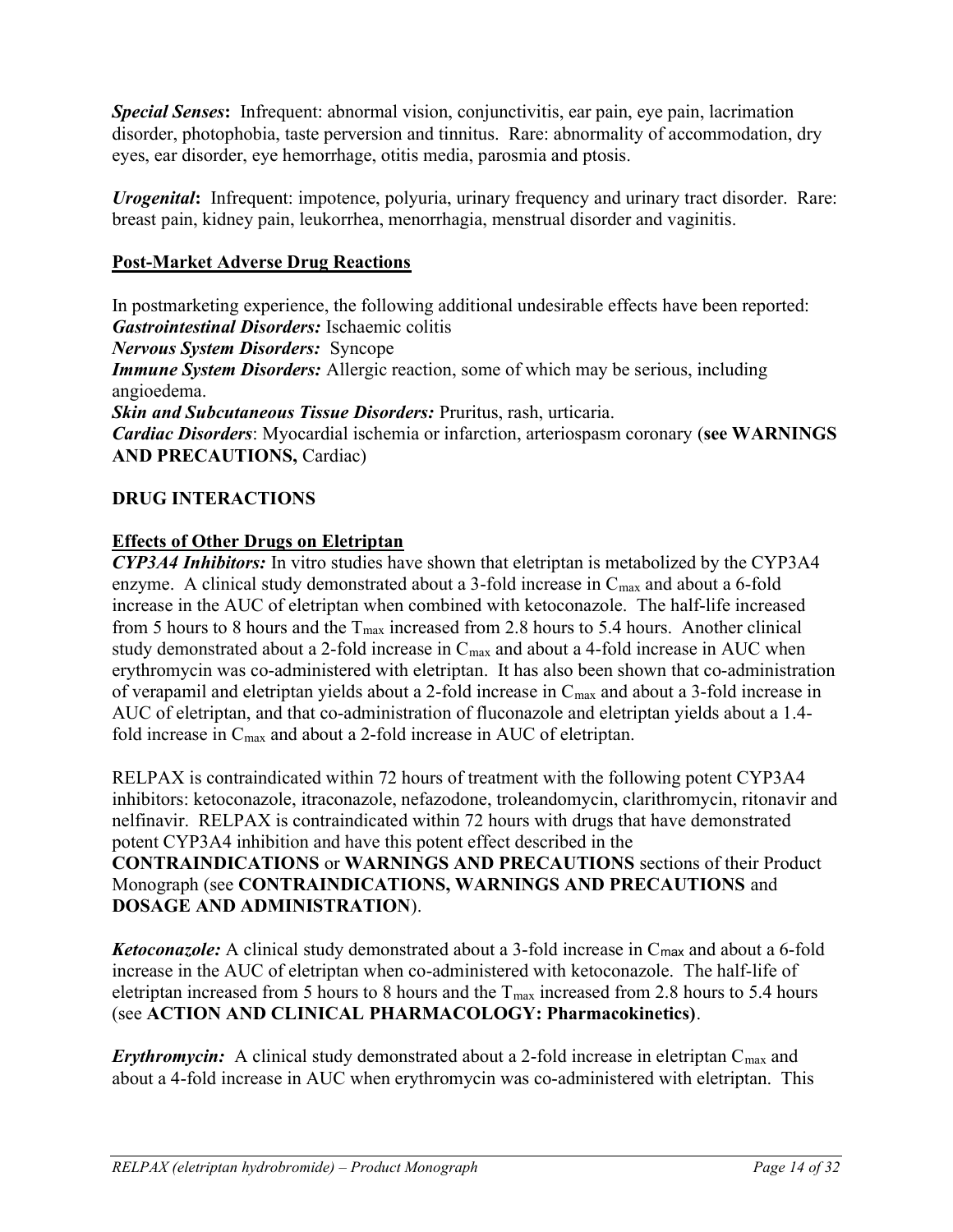***Special Senses*****:** Infrequent: abnormal vision, conjunctivitis, ear pain, eye pain, lacrimation disorder, photophobia, taste perversion and tinnitus. Rare: abnormality of accommodation, dry eyes, ear disorder, eye hemorrhage, otitis media, parosmia and ptosis.

***Urogenital*****:** Infrequent: impotence, polyuria, urinary frequency and urinary tract disorder. Rare: breast pain, kidney pain, leukorrhea, menorrhagia, menstrual disorder and vaginitis.

## Post-Market Adverse Drug Reactions

In postmarketing experience, the following additional undesirable effects have been reported:
***Gastrointestinal Disorders:*** Ischaemic colitis
***Nervous System Disorders:*** Syncope
***Immune System Disorders:*** Allergic reaction, some of which may be serious, including angioedema.
***Skin and Subcutaneous Tissue Disorders:*** Pruritus, rash, urticaria.
***Cardiac Disorders***: Myocardial ischemia or infarction, arteriospasm coronary (**see WARNINGS AND PRECAUTIONS,** Cardiac)

## DRUG INTERACTIONS

### Effects of Other Drugs on Eletriptan

***CYP3A4 Inhibitors:*** In vitro studies have shown that eletriptan is metabolized by the CYP3A4 enzyme. A clinical study demonstrated about a 3-fold increase in $C_{max}$ and about a 6-fold increase in the AUC of eletriptan when combined with ketoconazole. The half-life increased from 5 hours to 8 hours and the $T_{max}$ increased from 2.8 hours to 5.4 hours. Another clinical study demonstrated about a 2-fold increase in $C_{max}$ and about a 4-fold increase in AUC when erythromycin was co-administered with eletriptan. It has also been shown that co-administration of verapamil and eletriptan yields about a 2-fold increase in $C_{max}$ and about a 3-fold increase in AUC of eletriptan, and that co-administration of fluconazole and eletriptan yields about a 1.4-fold increase in $C_{max}$ and about a 2-fold increase in AUC of eletriptan.

RELPAX is contraindicated within 72 hours of treatment with the following potent CYP3A4 inhibitors: ketoconazole, itraconazole, nefazodone, troleandomycin, clarithromycin, ritonavir and nelfinavir. RELPAX is contraindicated within 72 hours with drugs that have demonstrated potent CYP3A4 inhibition and have this potent effect described in the **CONTRAINDICATIONS** or **WARNINGS AND PRECAUTIONS** sections of their Product Monograph (see **CONTRAINDICATIONS, WARNINGS AND PRECAUTIONS** and **DOSAGE AND ADMINISTRATION**).

***Ketoconazole:*** A clinical study demonstrated about a 3-fold increase in $C_{max}$ and about a 6-fold increase in the AUC of eletriptan when co-administered with ketoconazole. The half-life of eletriptan increased from 5 hours to 8 hours and the $T_{max}$ increased from 2.8 hours to 5.4 hours (see **ACTION AND CLINICAL PHARMACOLOGY: Pharmacokinetics)**.

***Erythromycin:*** A clinical study demonstrated about a 2-fold increase in eletriptan $C_{max}$ and about a 4-fold increase in AUC when erythromycin was co-administered with eletriptan. This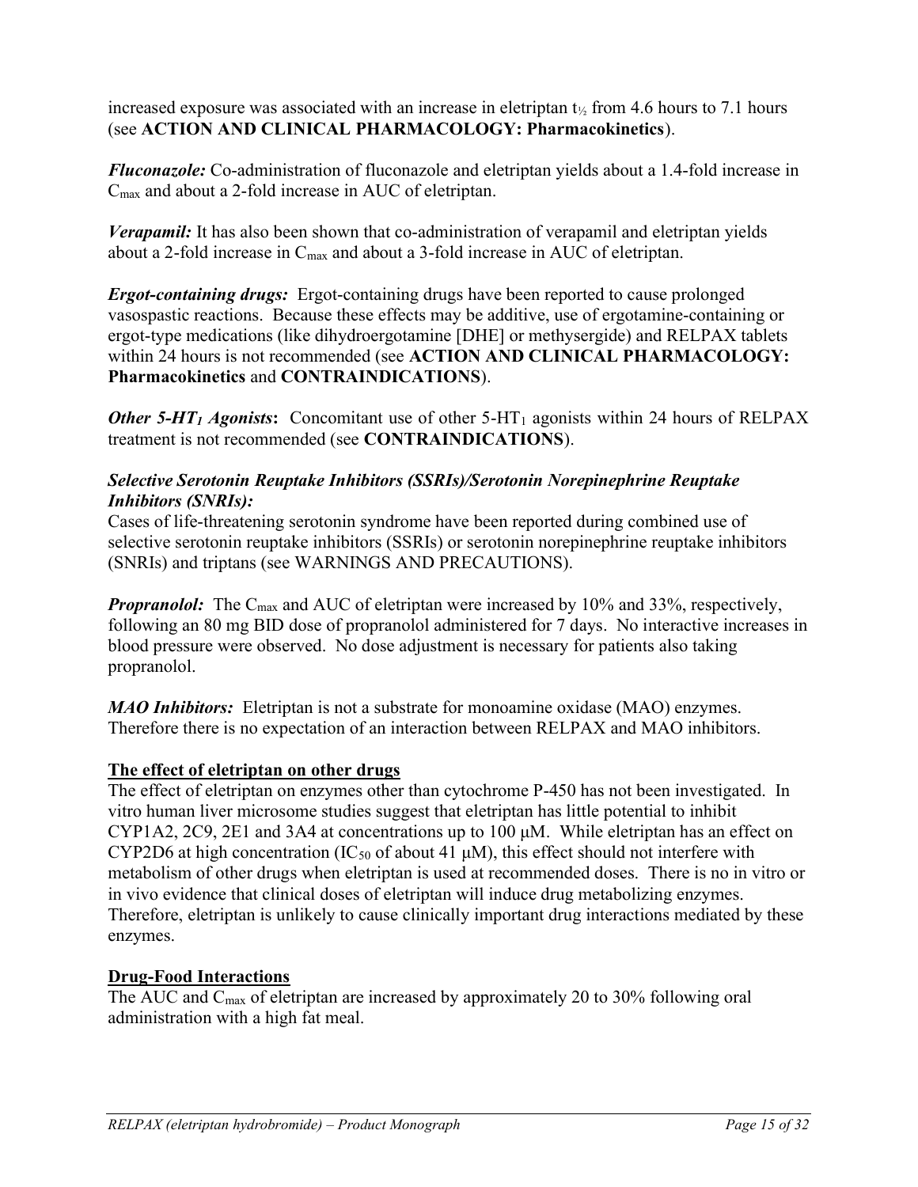increased exposure was associated with an increase in eletriptan $t_{½}$ from 4.6 hours to 7.1 hours (see **ACTION AND CLINICAL PHARMACOLOGY: Pharmacokinetics**).

***Fluconazole:*** Co-administration of fluconazole and eletriptan yields about a 1.4-fold increase in $C_{max}$ and about a 2-fold increase in AUC of eletriptan.

***Verapamil:*** It has also been shown that co-administration of verapamil and eletriptan yields about a 2-fold increase in $C_{max}$ and about a 3-fold increase in AUC of eletriptan.

***Ergot-containing drugs:*** Ergot-containing drugs have been reported to cause prolonged vasospastic reactions. Because these effects may be additive, use of ergotamine-containing or ergot-type medications (like dihydroergotamine [DHE] or methysergide) and RELPAX tablets within 24 hours is not recommended (see **ACTION AND CLINICAL PHARMACOLOGY: Pharmacokinetics** and **CONTRAINDICATIONS**).

***Other 5-HT$_1$ Agonists*:** Concomitant use of other 5-HT$_1$ agonists within 24 hours of RELPAX treatment is not recommended (see **CONTRAINDICATIONS**).

***Selective Serotonin Reuptake Inhibitors (SSRIs)/Serotonin Norepinephrine Reuptake Inhibitors (SNRIs):***
Cases of life-threatening serotonin syndrome have been reported during combined use of selective serotonin reuptake inhibitors (SSRIs) or serotonin norepinephrine reuptake inhibitors (SNRIs) and triptans (see WARNINGS AND PRECAUTIONS).

***Propranolol:*** The $C_{max}$ and AUC of eletriptan were increased by 10% and 33%, respectively, following an 80 mg BID dose of propranolol administered for 7 days. No interactive increases in blood pressure were observed. No dose adjustment is necessary for patients also taking propranolol.

***MAO Inhibitors:*** Eletriptan is not a substrate for monoamine oxidase (MAO) enzymes. Therefore there is no expectation of an interaction between RELPAX and MAO inhibitors.

**The effect of eletriptan on other drugs**

The effect of eletriptan on enzymes other than cytochrome P-450 has not been investigated. In vitro human liver microsome studies suggest that eletriptan has little potential to inhibit CYP1A2, 2C9, 2E1 and 3A4 at concentrations up to 100 μM. While eletriptan has an effect on CYP2D6 at high concentration ($IC_{50}$ of about 41 μM), this effect should not interfere with metabolism of other drugs when eletriptan is used at recommended doses. There is no in vitro or in vivo evidence that clinical doses of eletriptan will induce drug metabolizing enzymes. Therefore, eletriptan is unlikely to cause clinically important drug interactions mediated by these enzymes.

**Drug-Food Interactions**

The AUC and $C_{max}$ of eletriptan are increased by approximately 20 to 30% following oral administration with a high fat meal.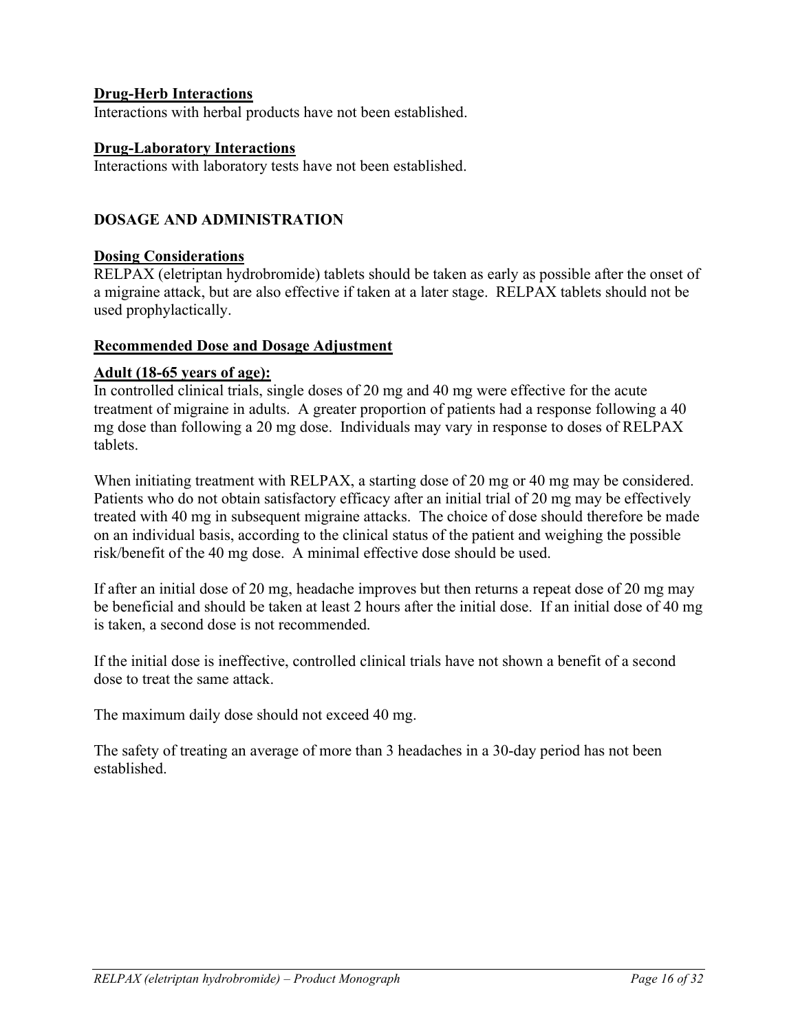**Drug-Herb Interactions**

Interactions with herbal products have not been established.

**Drug-Laboratory Interactions**

Interactions with laboratory tests have not been established.

## DOSAGE AND ADMINISTRATION

**Dosing Considerations**

RELPAX (eletriptan hydrobromide) tablets should be taken as early as possible after the onset of a migraine attack, but are also effective if taken at a later stage. RELPAX tablets should not be used prophylactically.

**Recommended Dose and Dosage Adjustment**

**Adult (18-65 years of age):**

In controlled clinical trials, single doses of 20 mg and 40 mg were effective for the acute treatment of migraine in adults. A greater proportion of patients had a response following a 40 mg dose than following a 20 mg dose. Individuals may vary in response to doses of RELPAX tablets.

When initiating treatment with RELPAX, a starting dose of 20 mg or 40 mg may be considered. Patients who do not obtain satisfactory efficacy after an initial trial of 20 mg may be effectively treated with 40 mg in subsequent migraine attacks. The choice of dose should therefore be made on an individual basis, according to the clinical status of the patient and weighing the possible risk/benefit of the 40 mg dose. A minimal effective dose should be used.

If after an initial dose of 20 mg, headache improves but then returns a repeat dose of 20 mg may be beneficial and should be taken at least 2 hours after the initial dose. If an initial dose of 40 mg is taken, a second dose is not recommended.

If the initial dose is ineffective, controlled clinical trials have not shown a benefit of a second dose to treat the same attack.

The maximum daily dose should not exceed 40 mg.

The safety of treating an average of more than 3 headaches in a 30-day period has not been established.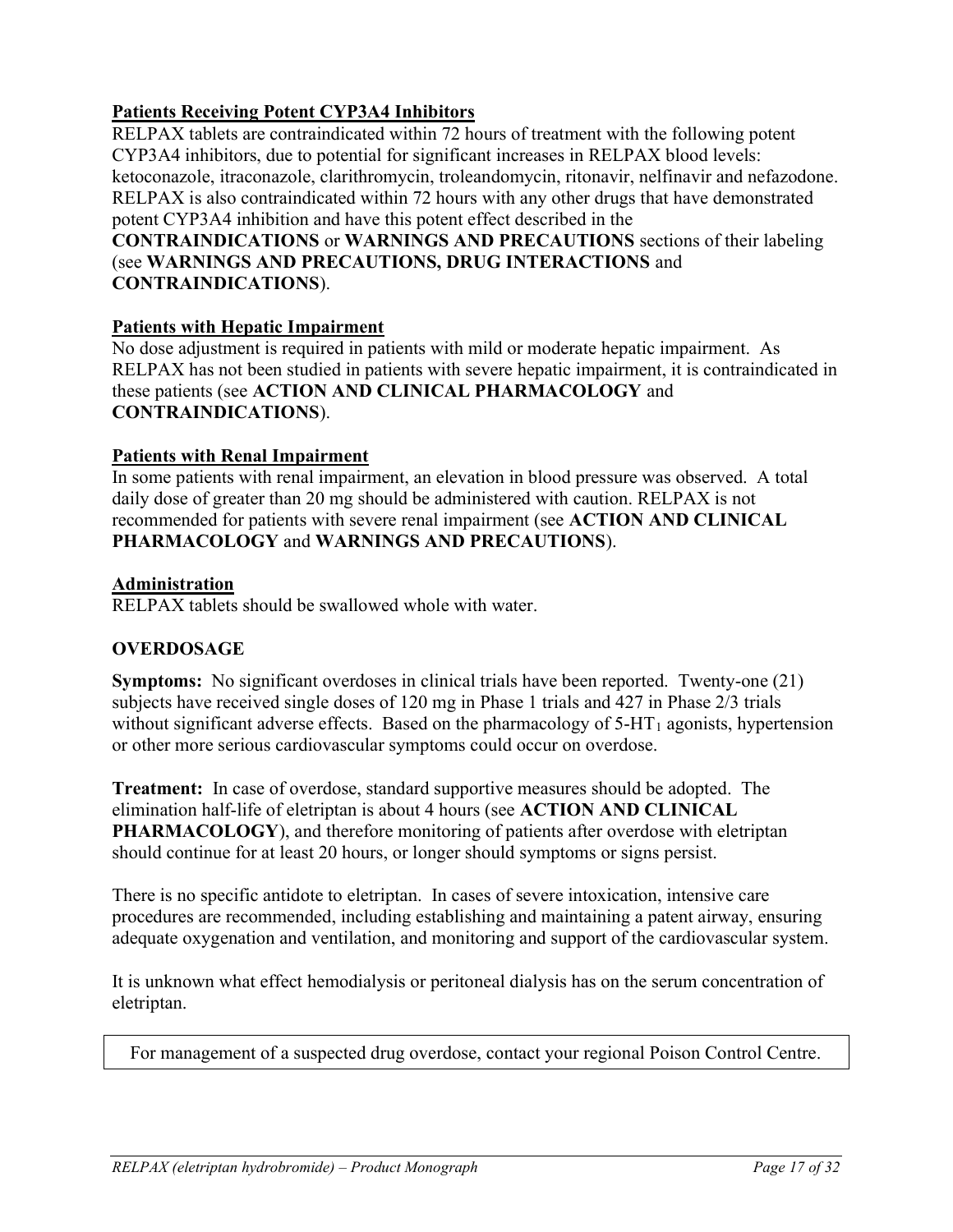**Patients Receiving Potent CYP3A4 Inhibitors**

RELPAX tablets are contraindicated within 72 hours of treatment with the following potent CYP3A4 inhibitors, due to potential for significant increases in RELPAX blood levels: ketoconazole, itraconazole, clarithromycin, troleandomycin, ritonavir, nelfinavir and nefazodone. RELPAX is also contraindicated within 72 hours with any other drugs that have demonstrated potent CYP3A4 inhibition and have this potent effect described in the **CONTRAINDICATIONS** or **WARNINGS AND PRECAUTIONS** sections of their labeling (see **WARNINGS AND PRECAUTIONS, DRUG INTERACTIONS** and **CONTRAINDICATIONS**).

**Patients with Hepatic Impairment**

No dose adjustment is required in patients with mild or moderate hepatic impairment. As RELPAX has not been studied in patients with severe hepatic impairment, it is contraindicated in these patients (see **ACTION AND CLINICAL PHARMACOLOGY** and **CONTRAINDICATIONS**).

**Patients with Renal Impairment**

In some patients with renal impairment, an elevation in blood pressure was observed. A total daily dose of greater than 20 mg should be administered with caution. RELPAX is not recommended for patients with severe renal impairment (see **ACTION AND CLINICAL PHARMACOLOGY** and **WARNINGS AND PRECAUTIONS**).

**Administration**

RELPAX tablets should be swallowed whole with water.

## OVERDOSAGE

**Symptoms:** No significant overdoses in clinical trials have been reported. Twenty-one (21) subjects have received single doses of 120 mg in Phase 1 trials and 427 in Phase 2/3 trials without significant adverse effects. Based on the pharmacology of 5-$HT_1$ agonists, hypertension or other more serious cardiovascular symptoms could occur on overdose.

**Treatment:** In case of overdose, standard supportive measures should be adopted. The elimination half-life of eletriptan is about 4 hours (see **ACTION AND CLINICAL PHARMACOLOGY**), and therefore monitoring of patients after overdose with eletriptan should continue for at least 20 hours, or longer should symptoms or signs persist.

There is no specific antidote to eletriptan. In cases of severe intoxication, intensive care procedures are recommended, including establishing and maintaining a patent airway, ensuring adequate oxygenation and ventilation, and monitoring and support of the cardiovascular system.

It is unknown what effect hemodialysis or peritoneal dialysis has on the serum concentration of eletriptan.

| For management of a suspected drug overdose, contact your regional Poison Control Centre. |
|---|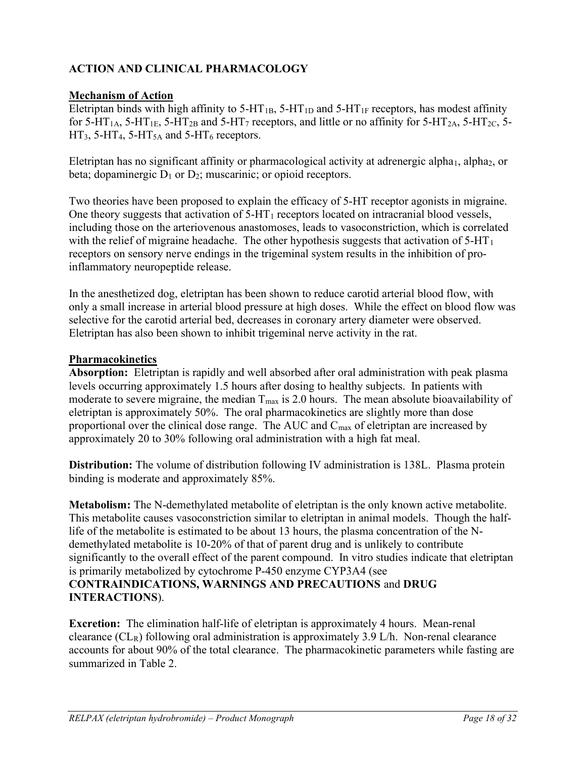## ACTION AND CLINICAL PHARMACOLOGY

### Mechanism of Action

Eletriptan binds with high affinity to 5-$HT_{1B}$, 5-$HT_{1D}$ and 5-$HT_{1F}$ receptors, has modest affinity for 5-$HT_{1A}$, 5-$HT_{1E}$, 5-$HT_{2B}$ and 5-$HT_7$ receptors, and little or no affinity for 5-$HT_{2A}$, 5-$HT_{2C}$, 5-$HT_3$, 5-$HT_4$, 5-$HT_{5A}$ and 5-$HT_6$ receptors.

Eletriptan has no significant affinity or pharmacological activity at adrenergic $alpha_1$, $alpha_2$, or beta; dopaminergic $D_1$ or $D_2$; muscarinic; or opioid receptors.

Two theories have been proposed to explain the efficacy of 5-HT receptor agonists in migraine. One theory suggests that activation of 5-$HT_1$ receptors located on intracranial blood vessels, including those on the arteriovenous anastomoses, leads to vasoconstriction, which is correlated with the relief of migraine headache. The other hypothesis suggests that activation of 5-$HT_1$ receptors on sensory nerve endings in the trigeminal system results in the inhibition of pro-inflammatory neuropeptide release.

In the anesthetized dog, eletriptan has been shown to reduce carotid arterial blood flow, with only a small increase in arterial blood pressure at high doses. While the effect on blood flow was selective for the carotid arterial bed, decreases in coronary artery diameter were observed. Eletriptan has also been shown to inhibit trigeminal nerve activity in the rat.

### Pharmacokinetics

**Absorption:** Eletriptan is rapidly and well absorbed after oral administration with peak plasma levels occurring approximately 1.5 hours after dosing to healthy subjects. In patients with moderate to severe migraine, the median $T_{max}$ is 2.0 hours. The mean absolute bioavailability of eletriptan is approximately 50%. The oral pharmacokinetics are slightly more than dose proportional over the clinical dose range. The AUC and $C_{max}$ of eletriptan are increased by approximately 20 to 30% following oral administration with a high fat meal.

**Distribution:** The volume of distribution following IV administration is 138L. Plasma protein binding is moderate and approximately 85%.

**Metabolism:** The N-demethylated metabolite of eletriptan is the only known active metabolite. This metabolite causes vasoconstriction similar to eletriptan in animal models. Though the half-life of the metabolite is estimated to be about 13 hours, the plasma concentration of the N-demethylated metabolite is 10-20% of that of parent drug and is unlikely to contribute significantly to the overall effect of the parent compound. In vitro studies indicate that eletriptan is primarily metabolized by cytochrome P-450 enzyme CYP3A4 (see **CONTRAINDICATIONS, WARNINGS AND PRECAUTIONS** and **DRUG INTERACTIONS**).

**Excretion:** The elimination half-life of eletriptan is approximately 4 hours. Mean-renal clearance ($CL_R$) following oral administration is approximately 3.9 L/h. Non-renal clearance accounts for about 90% of the total clearance. The pharmacokinetic parameters while fasting are summarized in Table 2.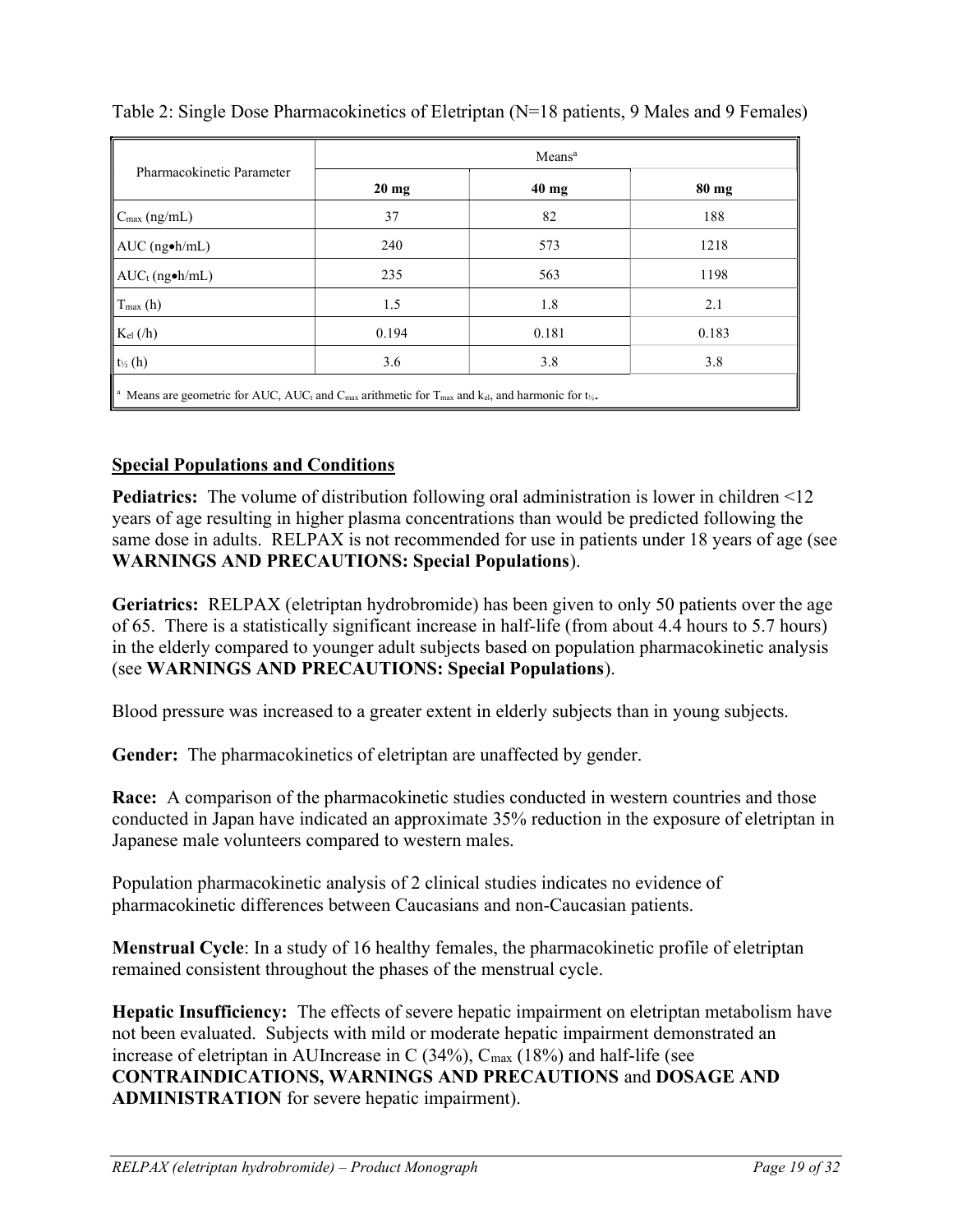Table 2: Single Dose Pharmacokinetics of Eletriptan (N=18 patients, 9 Males and 9 Females)

| Pharmacokinetic Parameter | Means[a] | | |
|---|---|---|---|
| | **20 mg** | **40 mg** | **80 mg** |
| $C_{max}$ (ng/mL) | 37 | 82 | 188 |
| AUC (ng•h/mL) | 240 | 573 | 1218 |
| $AUC_t$ (ng•h/mL) | 235 | 563 | 1198 |
| $T_{max}$ (h) | 1.5 | 1.8 | 2.1 |
| $K_{el}$ (/h) | 0.194 | 0.181 | 0.183 |
| $t_{½}$ (h) | 3.6 | 3.8 | 3.8 |

[a] Means are geometric for AUC, $AUC_t$ and $C_{max}$ arithmetic for $T_{max}$ and $k_{el}$, and harmonic for $t_{½}$.

## Special Populations and Conditions

**Pediatrics:** The volume of distribution following oral administration is lower in children <12 years of age resulting in higher plasma concentrations than would be predicted following the same dose in adults. RELPAX is not recommended for use in patients under 18 years of age (see **WARNINGS AND PRECAUTIONS: Special Populations**).

**Geriatrics:** RELPAX (eletriptan hydrobromide) has been given to only 50 patients over the age of 65. There is a statistically significant increase in half-life (from about 4.4 hours to 5.7 hours) in the elderly compared to younger adult subjects based on population pharmacokinetic analysis (see **WARNINGS AND PRECAUTIONS: Special Populations**).

Blood pressure was increased to a greater extent in elderly subjects than in young subjects.

**Gender:** The pharmacokinetics of eletriptan are unaffected by gender.

**Race:** A comparison of the pharmacokinetic studies conducted in western countries and those conducted in Japan have indicated an approximate 35% reduction in the exposure of eletriptan in Japanese male volunteers compared to western males.

Population pharmacokinetic analysis of 2 clinical studies indicates no evidence of pharmacokinetic differences between Caucasians and non-Caucasian patients.

**Menstrual Cycle**: In a study of 16 healthy females, the pharmacokinetic profile of eletriptan remained consistent throughout the phases of the menstrual cycle.

**Hepatic Insufficiency:** The effects of severe hepatic impairment on eletriptan metabolism have not been evaluated. Subjects with mild or moderate hepatic impairment demonstrated an increase of eletriptan in AUIncrease in C (34%), $C_{max}$ (18%) and half-life (see **CONTRAINDICATIONS, WARNINGS AND PRECAUTIONS** and **DOSAGE AND ADMINISTRATION** for severe hepatic impairment).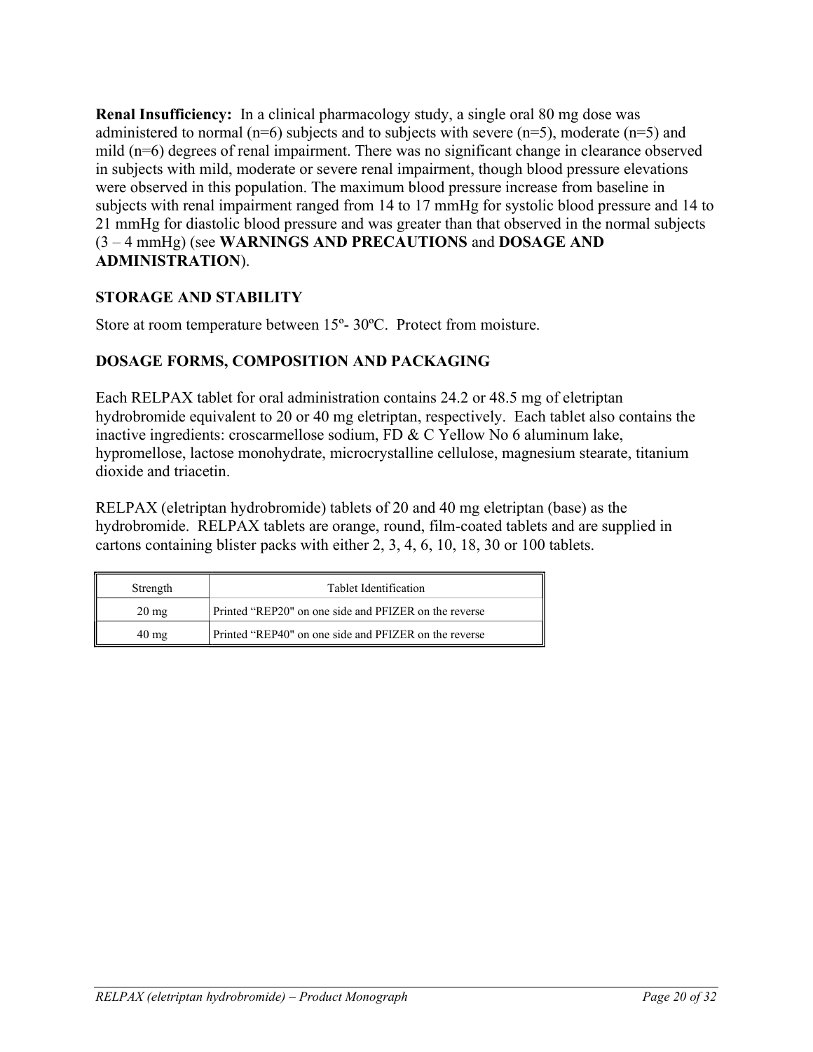**Renal Insufficiency:** In a clinical pharmacology study, a single oral 80 mg dose was administered to normal (n=6) subjects and to subjects with severe (n=5), moderate (n=5) and mild (n=6) degrees of renal impairment. There was no significant change in clearance observed in subjects with mild, moderate or severe renal impairment, though blood pressure elevations were observed in this population. The maximum blood pressure increase from baseline in subjects with renal impairment ranged from 14 to 17 mmHg for systolic blood pressure and 14 to 21 mmHg for diastolic blood pressure and was greater than that observed in the normal subjects (3 – 4 mmHg) (see **WARNINGS AND PRECAUTIONS** and **DOSAGE AND ADMINISTRATION**).

## STORAGE AND STABILITY

Store at room temperature between 15º- 30ºC. Protect from moisture.

## DOSAGE FORMS, COMPOSITION AND PACKAGING

Each RELPAX tablet for oral administration contains 24.2 or 48.5 mg of eletriptan hydrobromide equivalent to 20 or 40 mg eletriptan, respectively. Each tablet also contains the inactive ingredients: croscarmellose sodium, FD & C Yellow No 6 aluminum lake, hypromellose, lactose monohydrate, microcrystalline cellulose, magnesium stearate, titanium dioxide and triacetin.

RELPAX (eletriptan hydrobromide) tablets of 20 and 40 mg eletriptan (base) as the hydrobromide. RELPAX tablets are orange, round, film-coated tablets and are supplied in cartons containing blister packs with either 2, 3, 4, 6, 10, 18, 30 or 100 tablets.

| Strength | Tablet Identification |
|---|---|
| 20 mg | Printed "REP20" on one side and PFIZER on the reverse |
| 40 mg | Printed "REP40" on one side and PFIZER on the reverse |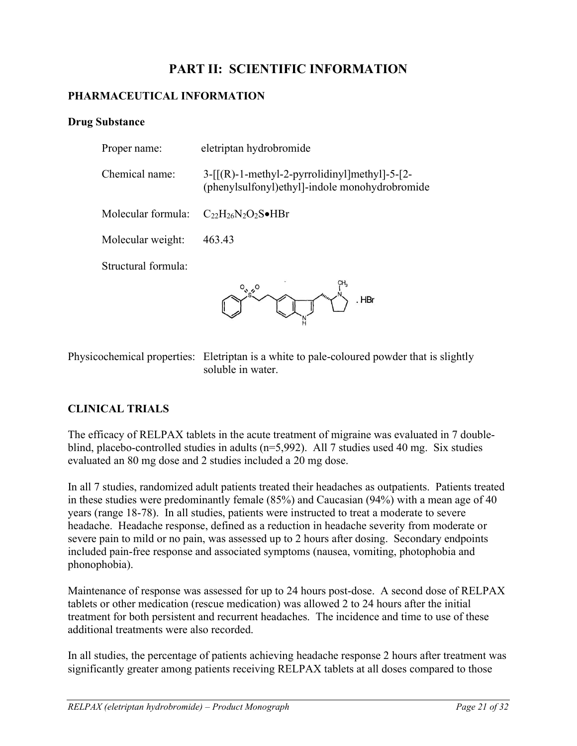# PART II: SCIENTIFIC INFORMATION

## PHARMACEUTICAL INFORMATION

### Drug Substance

Proper name: eletriptan hydrobromide

Chemical name: 3-[[(R)-1-methyl-2-pyrrolidinyl]methyl]-5-[2-(phenylsulfonyl)ethyl]-indole monohydrobromide

Molecular formula: $C_{22}H_{26}N_2O_2S \bullet HBr$

Molecular weight: 463.43

Structural formula:

Physicochemical properties: Eletriptan is a white to pale-coloured powder that is slightly soluble in water.

## CLINICAL TRIALS

The efficacy of RELPAX tablets in the acute treatment of migraine was evaluated in 7 double-blind, placebo-controlled studies in adults (n=5,992). All 7 studies used 40 mg. Six studies evaluated an 80 mg dose and 2 studies included a 20 mg dose.

In all 7 studies, randomized adult patients treated their headaches as outpatients. Patients treated in these studies were predominantly female (85%) and Caucasian (94%) with a mean age of 40 years (range 18-78). In all studies, patients were instructed to treat a moderate to severe headache. Headache response, defined as a reduction in headache severity from moderate or severe pain to mild or no pain, was assessed up to 2 hours after dosing. Secondary endpoints included pain-free response and associated symptoms (nausea, vomiting, photophobia and phonophobia).

Maintenance of response was assessed for up to 24 hours post-dose. A second dose of RELPAX tablets or other medication (rescue medication) was allowed 2 to 24 hours after the initial treatment for both persistent and recurrent headaches. The incidence and time to use of these additional treatments were also recorded.

In all studies, the percentage of patients achieving headache response 2 hours after treatment was significantly greater among patients receiving RELPAX tablets at all doses compared to those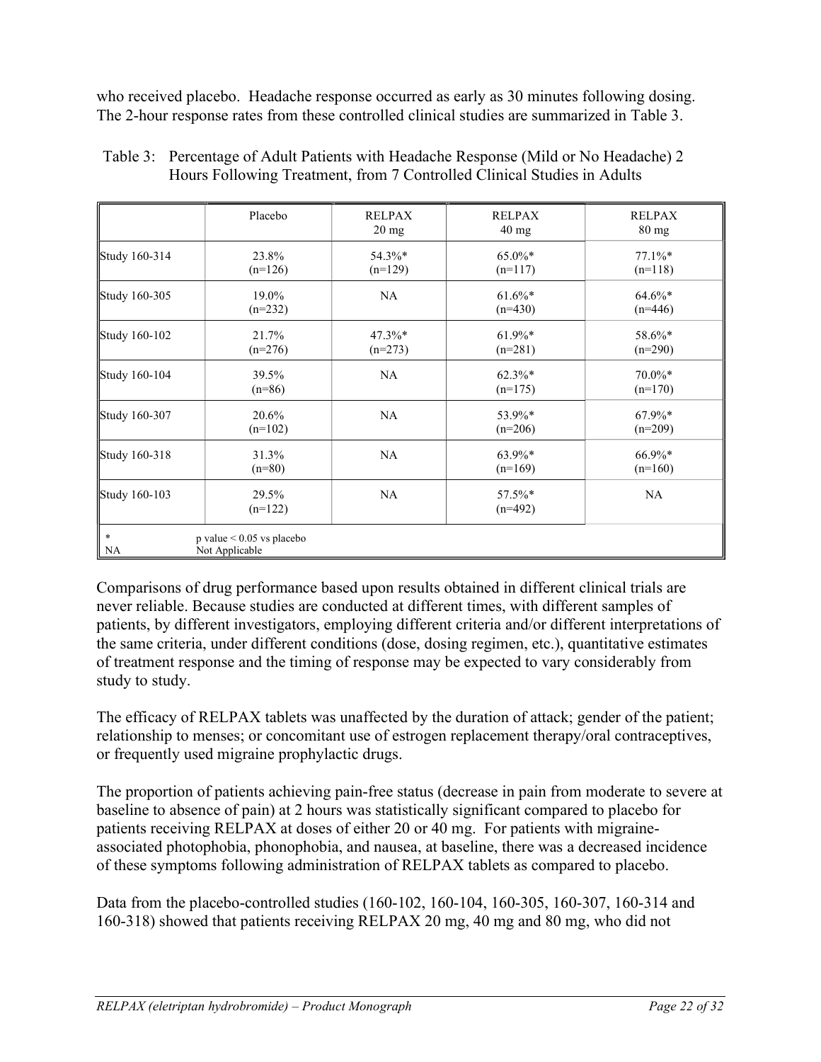who received placebo. Headache response occurred as early as 30 minutes following dosing. The 2-hour response rates from these controlled clinical studies are summarized in Table 3.

Table 3: Percentage of Adult Patients with Headache Response (Mild or No Headache) 2 Hours Following Treatment, from 7 Controlled Clinical Studies in Adults

| | Placebo | RELPAX 20 mg | RELPAX 40 mg | RELPAX 80 mg |
|---|---|---|---|---|
| Study 160-314 | 23.8% (n=126) | 54.3%* (n=129) | 65.0%* (n=117) | 77.1%* (n=118) |
| Study 160-305 | 19.0% (n=232) | NA | 61.6%* (n=430) | 64.6%* (n=446) |
| Study 160-102 | 21.7% (n=276) | 47.3%* (n=273) | 61.9%* (n=281) | 58.6%* (n=290) |
| Study 160-104 | 39.5% (n=86) | NA | 62.3%* (n=175) | 70.0%* (n=170) |
| Study 160-307 | 20.6% (n=102) | NA | 53.9%* (n=206) | 67.9%* (n=209) |
| Study 160-318 | 31.3% (n=80) | NA | 63.9%* (n=169) | 66.9%* (n=160) |
| Study 160-103 | 29.5% (n=122) | NA | 57.5%* (n=492) | NA |

\* p value < 0.05 vs placebo
NA Not Applicable

Comparisons of drug performance based upon results obtained in different clinical trials are never reliable. Because studies are conducted at different times, with different samples of patients, by different investigators, employing different criteria and/or different interpretations of the same criteria, under different conditions (dose, dosing regimen, etc.), quantitative estimates of treatment response and the timing of response may be expected to vary considerably from study to study.

The efficacy of RELPAX tablets was unaffected by the duration of attack; gender of the patient; relationship to menses; or concomitant use of estrogen replacement therapy/oral contraceptives, or frequently used migraine prophylactic drugs.

The proportion of patients achieving pain-free status (decrease in pain from moderate to severe at baseline to absence of pain) at 2 hours was statistically significant compared to placebo for patients receiving RELPAX at doses of either 20 or 40 mg. For patients with migraine-associated photophobia, phonophobia, and nausea, at baseline, there was a decreased incidence of these symptoms following administration of RELPAX tablets as compared to placebo.

Data from the placebo-controlled studies (160-102, 160-104, 160-305, 160-307, 160-314 and 160-318) showed that patients receiving RELPAX 20 mg, 40 mg and 80 mg, who did not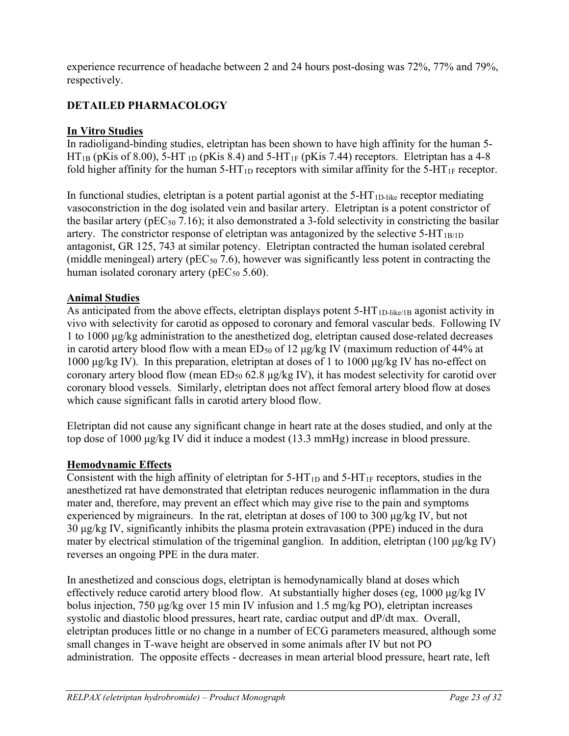experience recurrence of headache between 2 and 24 hours post-dosing was 72%, 77% and 79%, respectively.

## DETAILED PHARMACOLOGY

### In Vitro Studies

In radioligand-binding studies, eletriptan has been shown to have high affinity for the human 5-$HT_{1B}$ (pKis of 8.00), 5-HT $_{1D}$ (pKis 8.4) and 5-$HT_{1F}$ (pKis 7.44) receptors. Eletriptan has a 4-8 fold higher affinity for the human 5-$HT_{1D}$ receptors with similar affinity for the 5-$HT_{1F}$ receptor.

In functional studies, eletriptan is a potent partial agonist at the 5-$HT_{1D\text{-like}}$ receptor mediating vasoconstriction in the dog isolated vein and basilar artery. Eletriptan is a potent constrictor of the basilar artery ($pEC_{50}$ 7.16); it also demonstrated a 3-fold selectivity in constricting the basilar artery. The constrictor response of eletriptan was antagonized by the selective 5-$HT_{1B/1D}$ antagonist, GR 125, 743 at similar potency. Eletriptan contracted the human isolated cerebral (middle meningeal) artery ($pEC_{50}$ 7.6), however was significantly less potent in contracting the human isolated coronary artery ($pEC_{50}$ 5.60).

### Animal Studies

As anticipated from the above effects, eletriptan displays potent 5-$HT_{1D\text{-like}/1B}$ agonist activity in vivo with selectivity for carotid as opposed to coronary and femoral vascular beds. Following IV 1 to 1000 µg/kg administration to the anesthetized dog, eletriptan caused dose-related decreases in carotid artery blood flow with a mean $ED_{50}$ of 12 µg/kg IV (maximum reduction of 44% at 1000 µg/kg IV). In this preparation, eletriptan at doses of 1 to 1000 µg/kg IV has no-effect on coronary artery blood flow (mean $ED_{50}$ 62.8 µg/kg IV), it has modest selectivity for carotid over coronary blood vessels. Similarly, eletriptan does not affect femoral artery blood flow at doses which cause significant falls in carotid artery blood flow.

Eletriptan did not cause any significant change in heart rate at the doses studied, and only at the top dose of 1000 µg/kg IV did it induce a modest (13.3 mmHg) increase in blood pressure.

### Hemodynamic Effects

Consistent with the high affinity of eletriptan for 5-$HT_{1D}$ and 5-$HT_{1F}$ receptors, studies in the anesthetized rat have demonstrated that eletriptan reduces neurogenic inflammation in the dura mater and, therefore, may prevent an effect which may give rise to the pain and symptoms experienced by migraineurs. In the rat, eletriptan at doses of 100 to 300 µg/kg IV, but not 30 µg/kg IV, significantly inhibits the plasma protein extravasation (PPE) induced in the dura mater by electrical stimulation of the trigeminal ganglion. In addition, eletriptan (100 µg/kg IV) reverses an ongoing PPE in the dura mater.

In anesthetized and conscious dogs, eletriptan is hemodynamically bland at doses which effectively reduce carotid artery blood flow. At substantially higher doses (eg, 1000 µg/kg IV bolus injection, 750 µg/kg over 15 min IV infusion and 1.5 mg/kg PO), eletriptan increases systolic and diastolic blood pressures, heart rate, cardiac output and dP/dt max. Overall, eletriptan produces little or no change in a number of ECG parameters measured, although some small changes in T-wave height are observed in some animals after IV but not PO administration. The opposite effects - decreases in mean arterial blood pressure, heart rate, left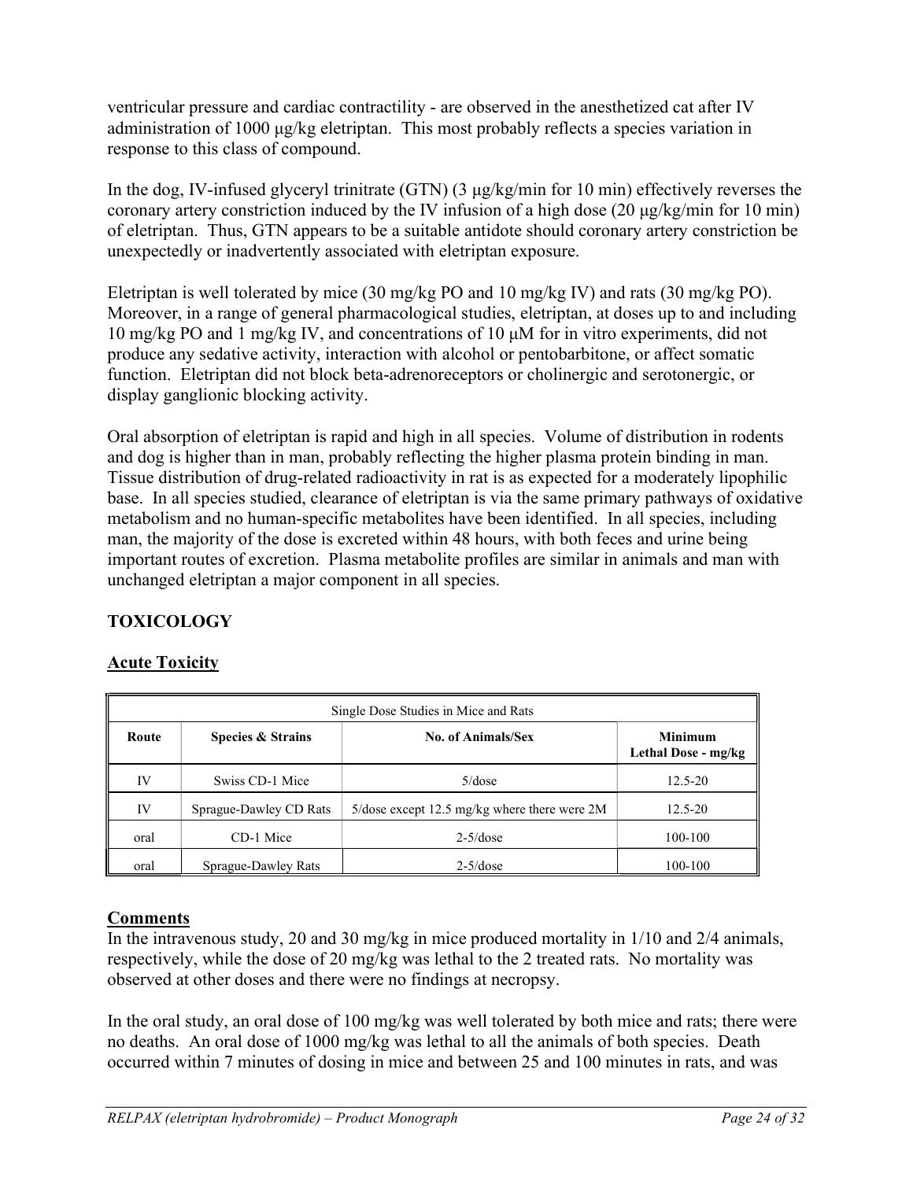ventricular pressure and cardiac contractility - are observed in the anesthetized cat after IV administration of 1000 μg/kg eletriptan. This most probably reflects a species variation in response to this class of compound.

In the dog, IV-infused glyceryl trinitrate (GTN) (3 μg/kg/min for 10 min) effectively reverses the coronary artery constriction induced by the IV infusion of a high dose (20 μg/kg/min for 10 min) of eletriptan. Thus, GTN appears to be a suitable antidote should coronary artery constriction be unexpectedly or inadvertently associated with eletriptan exposure.

Eletriptan is well tolerated by mice (30 mg/kg PO and 10 mg/kg IV) and rats (30 mg/kg PO). Moreover, in a range of general pharmacological studies, eletriptan, at doses up to and including 10 mg/kg PO and 1 mg/kg IV, and concentrations of 10 μM for in vitro experiments, did not produce any sedative activity, interaction with alcohol or pentobarbitone, or affect somatic function. Eletriptan did not block beta-adrenoreceptors or cholinergic and serotonergic, or display ganglionic blocking activity.

Oral absorption of eletriptan is rapid and high in all species. Volume of distribution in rodents and dog is higher than in man, probably reflecting the higher plasma protein binding in man. Tissue distribution of drug-related radioactivity in rat is as expected for a moderately lipophilic base. In all species studied, clearance of eletriptan is via the same primary pathways of oxidative metabolism and no human-specific metabolites have been identified. In all species, including man, the majority of the dose is excreted within 48 hours, with both feces and urine being important routes of excretion. Plasma metabolite profiles are similar in animals and man with unchanged eletriptan a major component in all species.

## TOXICOLOGY

### Acute Toxicity

| Single Dose Studies in Mice and Rats | | | |
|---|---|---|---|
| **Route** | **Species & Strains** | **No. of Animals/Sex** | **Minimum Lethal Dose - mg/kg** |
| IV | Swiss CD-1 Mice | 5/dose | 12.5-20 |
| IV | Sprague-Dawley CD Rats | 5/dose except 12.5 mg/kg where there were 2M | 12.5-20 |
| oral | CD-1 Mice | 2-5/dose | 100-100 |
| oral | Sprague-Dawley Rats | 2-5/dose | 100-100 |

### Comments

In the intravenous study, 20 and 30 mg/kg in mice produced mortality in 1/10 and 2/4 animals, respectively, while the dose of 20 mg/kg was lethal to the 2 treated rats. No mortality was observed at other doses and there were no findings at necropsy.

In the oral study, an oral dose of 100 mg/kg was well tolerated by both mice and rats; there were no deaths. An oral dose of 1000 mg/kg was lethal to all the animals of both species. Death occurred within 7 minutes of dosing in mice and between 25 and 100 minutes in rats, and was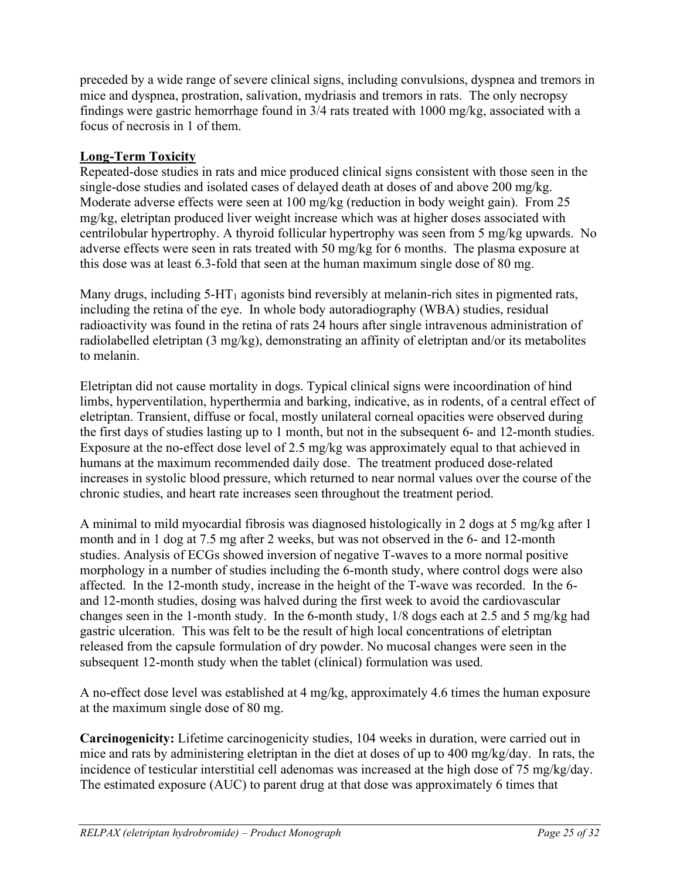preceded by a wide range of severe clinical signs, including convulsions, dyspnea and tremors in mice and dyspnea, prostration, salivation, mydriasis and tremors in rats. The only necropsy findings were gastric hemorrhage found in 3/4 rats treated with 1000 mg/kg, associated with a focus of necrosis in 1 of them.

## Long-Term Toxicity

Repeated-dose studies in rats and mice produced clinical signs consistent with those seen in the single-dose studies and isolated cases of delayed death at doses of and above 200 mg/kg. Moderate adverse effects were seen at 100 mg/kg (reduction in body weight gain). From 25 mg/kg, eletriptan produced liver weight increase which was at higher doses associated with centrilobular hypertrophy. A thyroid follicular hypertrophy was seen from 5 mg/kg upwards. No adverse effects were seen in rats treated with 50 mg/kg for 6 months. The plasma exposure at this dose was at least 6.3-fold that seen at the human maximum single dose of 80 mg.

Many drugs, including 5-$HT_1$ agonists bind reversibly at melanin-rich sites in pigmented rats, including the retina of the eye. In whole body autoradiography (WBA) studies, residual radioactivity was found in the retina of rats 24 hours after single intravenous administration of radiolabelled eletriptan (3 mg/kg), demonstrating an affinity of eletriptan and/or its metabolites to melanin.

Eletriptan did not cause mortality in dogs. Typical clinical signs were incoordination of hind limbs, hyperventilation, hyperthermia and barking, indicative, as in rodents, of a central effect of eletriptan. Transient, diffuse or focal, mostly unilateral corneal opacities were observed during the first days of studies lasting up to 1 month, but not in the subsequent 6- and 12-month studies. Exposure at the no-effect dose level of 2.5 mg/kg was approximately equal to that achieved in humans at the maximum recommended daily dose. The treatment produced dose-related increases in systolic blood pressure, which returned to near normal values over the course of the chronic studies, and heart rate increases seen throughout the treatment period.

A minimal to mild myocardial fibrosis was diagnosed histologically in 2 dogs at 5 mg/kg after 1 month and in 1 dog at 7.5 mg after 2 weeks, but was not observed in the 6- and 12-month studies. Analysis of ECGs showed inversion of negative T-waves to a more normal positive morphology in a number of studies including the 6-month study, where control dogs were also affected. In the 12-month study, increase in the height of the T-wave was recorded. In the 6- and 12-month studies, dosing was halved during the first week to avoid the cardiovascular changes seen in the 1-month study. In the 6-month study, 1/8 dogs each at 2.5 and 5 mg/kg had gastric ulceration. This was felt to be the result of high local concentrations of eletriptan released from the capsule formulation of dry powder. No mucosal changes were seen in the subsequent 12-month study when the tablet (clinical) formulation was used.

A no-effect dose level was established at 4 mg/kg, approximately 4.6 times the human exposure at the maximum single dose of 80 mg.

**Carcinogenicity:** Lifetime carcinogenicity studies, 104 weeks in duration, were carried out in mice and rats by administering eletriptan in the diet at doses of up to 400 mg/kg/day. In rats, the incidence of testicular interstitial cell adenomas was increased at the high dose of 75 mg/kg/day. The estimated exposure (AUC) to parent drug at that dose was approximately 6 times that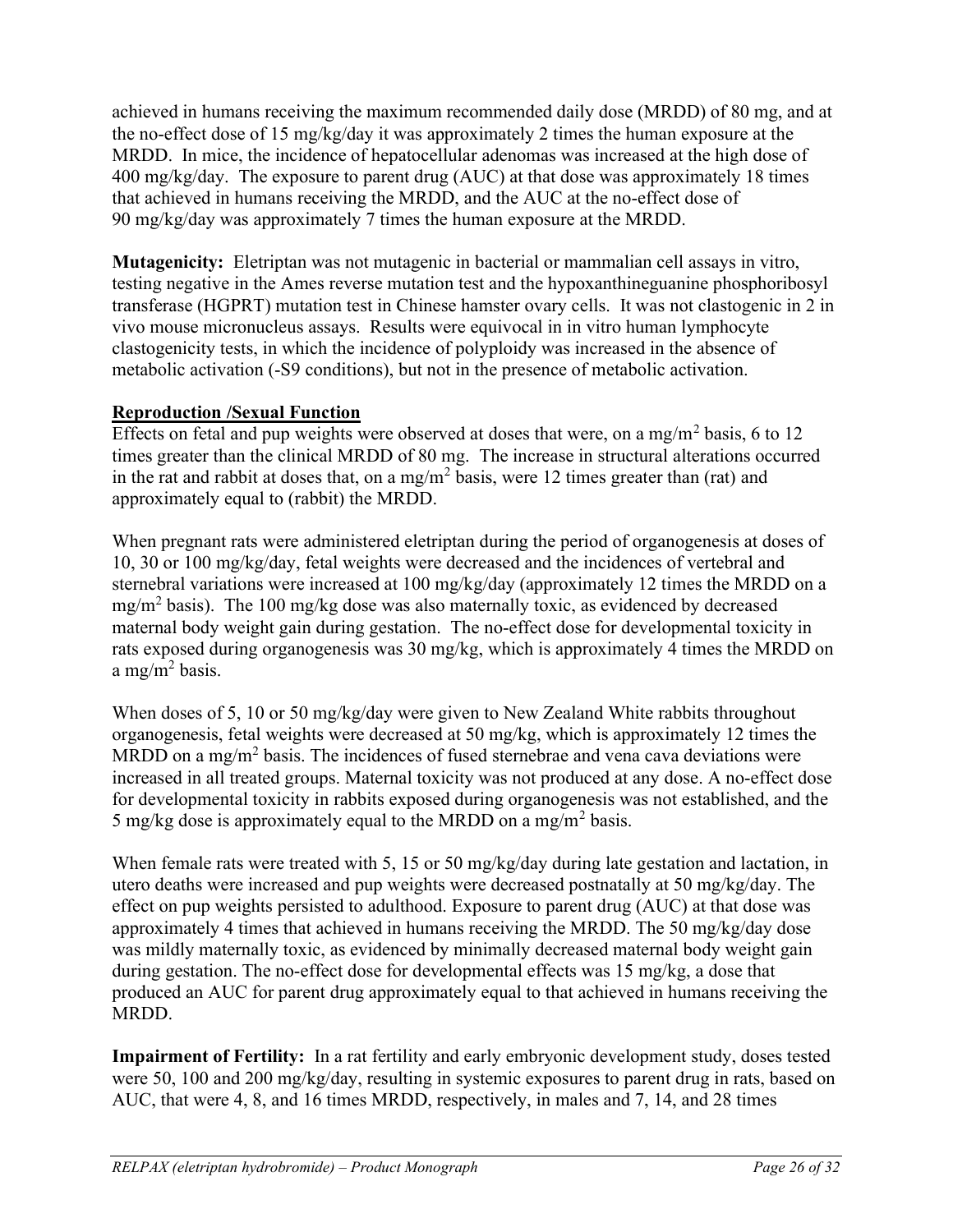achieved in humans receiving the maximum recommended daily dose (MRDD) of 80 mg, and at the no-effect dose of 15 mg/kg/day it was approximately 2 times the human exposure at the MRDD. In mice, the incidence of hepatocellular adenomas was increased at the high dose of 400 mg/kg/day. The exposure to parent drug (AUC) at that dose was approximately 18 times that achieved in humans receiving the MRDD, and the AUC at the no-effect dose of 90 mg/kg/day was approximately 7 times the human exposure at the MRDD.

**Mutagenicity:** Eletriptan was not mutagenic in bacterial or mammalian cell assays in vitro, testing negative in the Ames reverse mutation test and the hypoxanthineguanine phosphoribosyl transferase (HGPRT) mutation test in Chinese hamster ovary cells. It was not clastogenic in 2 in vivo mouse micronucleus assays. Results were equivocal in in vitro human lymphocyte clastogenicity tests, in which the incidence of polyploidy was increased in the absence of metabolic activation (-S9 conditions), but not in the presence of metabolic activation.

**Reproduction /Sexual Function**

Effects on fetal and pup weights were observed at doses that were, on a mg/m$^2$ basis, 6 to 12 times greater than the clinical MRDD of 80 mg. The increase in structural alterations occurred in the rat and rabbit at doses that, on a mg/m$^2$ basis, were 12 times greater than (rat) and approximately equal to (rabbit) the MRDD.

When pregnant rats were administered eletriptan during the period of organogenesis at doses of 10, 30 or 100 mg/kg/day, fetal weights were decreased and the incidences of vertebral and sternebral variations were increased at 100 mg/kg/day (approximately 12 times the MRDD on a mg/m$^2$ basis). The 100 mg/kg dose was also maternally toxic, as evidenced by decreased maternal body weight gain during gestation. The no-effect dose for developmental toxicity in rats exposed during organogenesis was 30 mg/kg, which is approximately 4 times the MRDD on a mg/m$^2$ basis.

When doses of 5, 10 or 50 mg/kg/day were given to New Zealand White rabbits throughout organogenesis, fetal weights were decreased at 50 mg/kg, which is approximately 12 times the MRDD on a mg/m$^2$ basis. The incidences of fused sternebrae and vena cava deviations were increased in all treated groups. Maternal toxicity was not produced at any dose. A no-effect dose for developmental toxicity in rabbits exposed during organogenesis was not established, and the 5 mg/kg dose is approximately equal to the MRDD on a mg/m$^2$ basis.

When female rats were treated with 5, 15 or 50 mg/kg/day during late gestation and lactation, in utero deaths were increased and pup weights were decreased postnatally at 50 mg/kg/day. The effect on pup weights persisted to adulthood. Exposure to parent drug (AUC) at that dose was approximately 4 times that achieved in humans receiving the MRDD. The 50 mg/kg/day dose was mildly maternally toxic, as evidenced by minimally decreased maternal body weight gain during gestation. The no-effect dose for developmental effects was 15 mg/kg, a dose that produced an AUC for parent drug approximately equal to that achieved in humans receiving the MRDD.

**Impairment of Fertility:** In a rat fertility and early embryonic development study, doses tested were 50, 100 and 200 mg/kg/day, resulting in systemic exposures to parent drug in rats, based on AUC, that were 4, 8, and 16 times MRDD, respectively, in males and 7, 14, and 28 times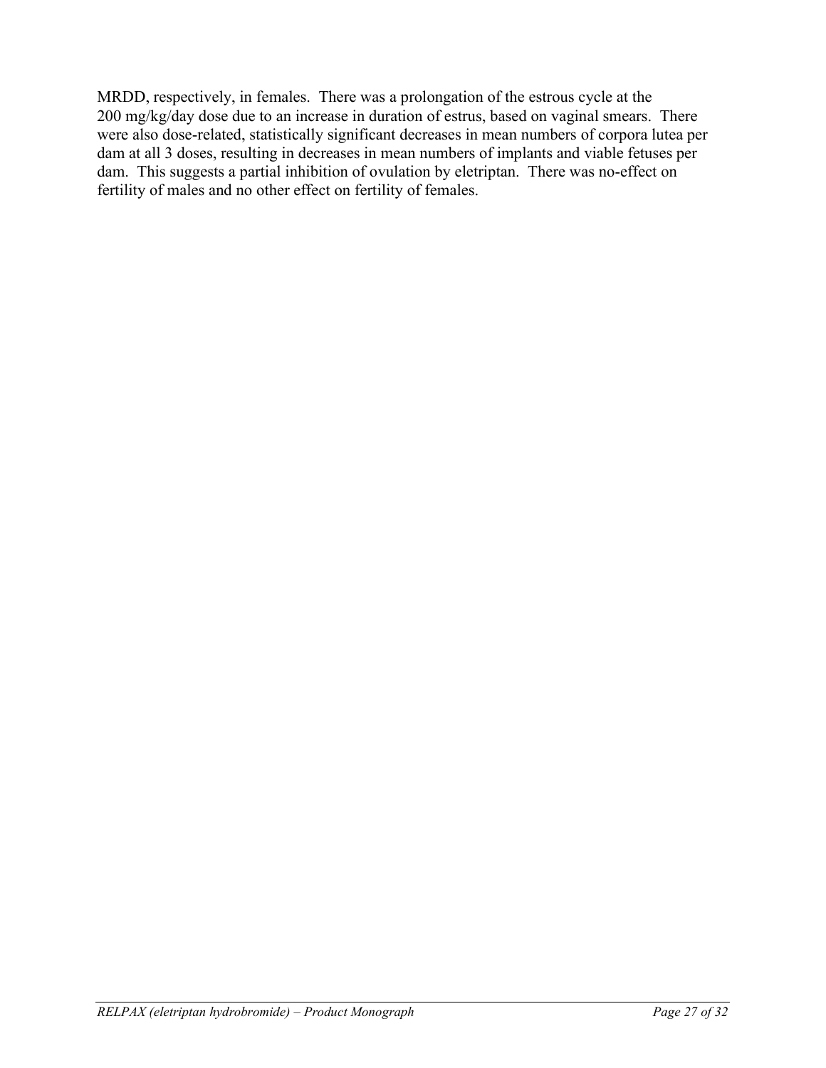MRDD, respectively, in females. There was a prolongation of the estrous cycle at the 200 mg/kg/day dose due to an increase in duration of estrus, based on vaginal smears. There were also dose-related, statistically significant decreases in mean numbers of corpora lutea per dam at all 3 doses, resulting in decreases in mean numbers of implants and viable fetuses per dam. This suggests a partial inhibition of ovulation by eletriptan. There was no-effect on fertility of males and no other effect on fertility of females.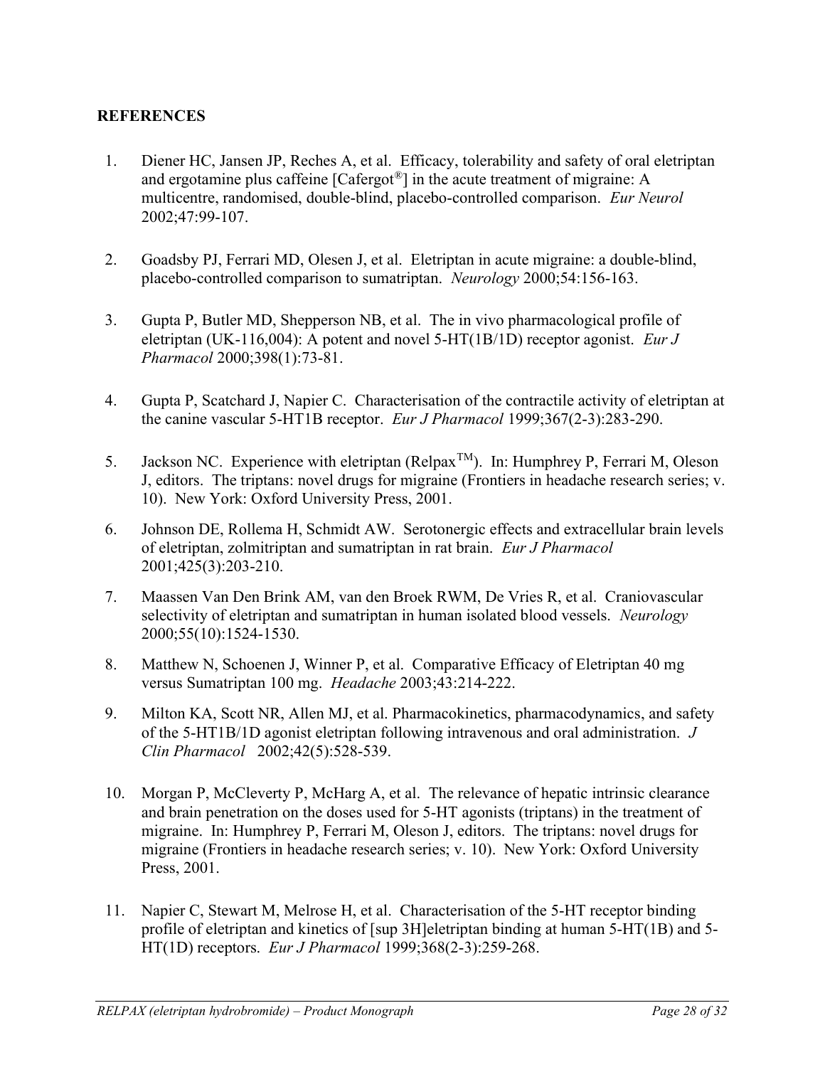**REFERENCES**

1. Diener HC, Jansen JP, Reches A, et al. Efficacy, tolerability and safety of oral eletriptan and ergotamine plus caffeine [Cafergot®] in the acute treatment of migraine: A multicentre, randomised, double-blind, placebo-controlled comparison. *Eur Neurol* 2002;47:99-107.

2. Goadsby PJ, Ferrari MD, Olesen J, et al. Eletriptan in acute migraine: a double-blind, placebo-controlled comparison to sumatriptan. *Neurology* 2000;54:156-163.

3. Gupta P, Butler MD, Shepperson NB, et al. The in vivo pharmacological profile of eletriptan (UK-116,004): A potent and novel 5-HT(1B/1D) receptor agonist. *Eur J Pharmacol* 2000;398(1):73-81.

4. Gupta P, Scatchard J, Napier C. Characterisation of the contractile activity of eletriptan at the canine vascular 5-HT1B receptor. *Eur J Pharmacol* 1999;367(2-3):283-290.

5. Jackson NC. Experience with eletriptan (Relpax™). In: Humphrey P, Ferrari M, Oleson J, editors. The triptans: novel drugs for migraine (Frontiers in headache research series; v. 10). New York: Oxford University Press, 2001.

6. Johnson DE, Rollema H, Schmidt AW. Serotonergic effects and extracellular brain levels of eletriptan, zolmitriptan and sumatriptan in rat brain. *Eur J Pharmacol* 2001;425(3):203-210.

7. Maassen Van Den Brink AM, van den Broek RWM, De Vries R, et al. Craniovascular selectivity of eletriptan and sumatriptan in human isolated blood vessels. *Neurology* 2000;55(10):1524-1530.

8. Matthew N, Schoenen J, Winner P, et al. Comparative Efficacy of Eletriptan 40 mg versus Sumatriptan 100 mg. *Headache* 2003;43:214-222.

9. Milton KA, Scott NR, Allen MJ, et al. Pharmacokinetics, pharmacodynamics, and safety of the 5-HT1B/1D agonist eletriptan following intravenous and oral administration. *J Clin Pharmacol* 2002;42(5):528-539.

10. Morgan P, McCleverty P, McHarg A, et al. The relevance of hepatic intrinsic clearance and brain penetration on the doses used for 5-HT agonists (triptans) in the treatment of migraine. In: Humphrey P, Ferrari M, Oleson J, editors. The triptans: novel drugs for migraine (Frontiers in headache research series; v. 10). New York: Oxford University Press, 2001.

11. Napier C, Stewart M, Melrose H, et al. Characterisation of the 5-HT receptor binding profile of eletriptan and kinetics of [sup 3H]eletriptan binding at human 5-HT(1B) and 5-HT(1D) receptors. *Eur J Pharmacol* 1999;368(2-3):259-268.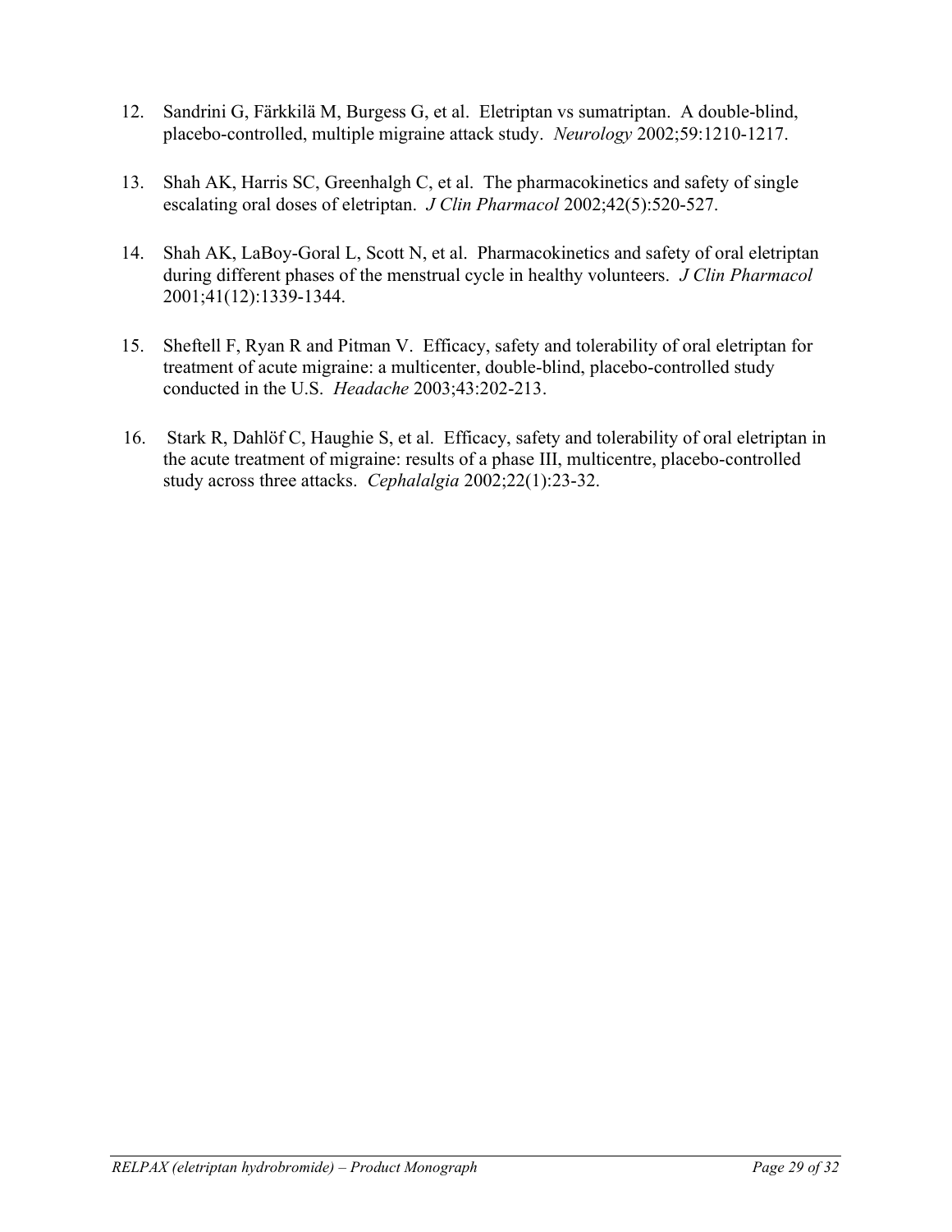12. Sandrini G, Färkkilä M, Burgess G, et al. Eletriptan vs sumatriptan. A double-blind, placebo-controlled, multiple migraine attack study. *Neurology* 2002;59:1210-1217.

13. Shah AK, Harris SC, Greenhalgh C, et al. The pharmacokinetics and safety of single escalating oral doses of eletriptan. *J Clin Pharmacol* 2002;42(5):520-527.

14. Shah AK, LaBoy-Goral L, Scott N, et al. Pharmacokinetics and safety of oral eletriptan during different phases of the menstrual cycle in healthy volunteers. *J Clin Pharmacol* 2001;41(12):1339-1344.

15. Sheftell F, Ryan R and Pitman V. Efficacy, safety and tolerability of oral eletriptan for treatment of acute migraine: a multicenter, double-blind, placebo-controlled study conducted in the U.S. *Headache* 2003;43:202-213.

16. Stark R, Dahlöf C, Haughie S, et al. Efficacy, safety and tolerability of oral eletriptan in the acute treatment of migraine: results of a phase III, multicentre, placebo-controlled study across three attacks. *Cephalalgia* 2002;22(1):23-32.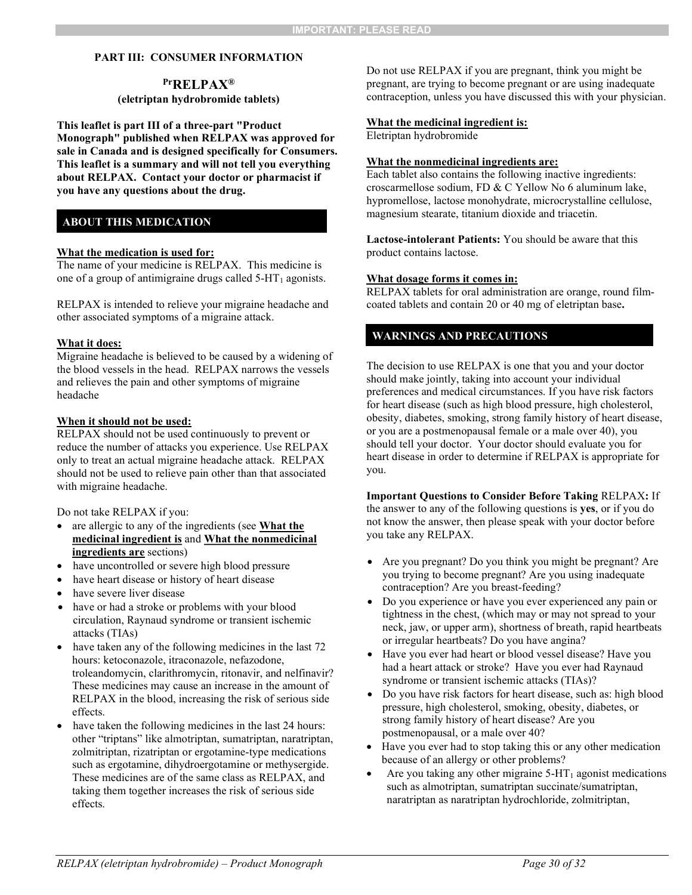## PART III: CONSUMER INFORMATION

### $^{Pr}$RELPAX®

**(eletriptan hydrobromide tablets)**

**This leaflet is part III of a three-part "Product Monograph" published when RELPAX was approved for sale in Canada and is designed specifically for Consumers. This leaflet is a summary and will not tell you everything about RELPAX. Contact your doctor or pharmacist if you have any questions about the drug.**

### ABOUT THIS MEDICATION

**What the medication is used for:**
The name of your medicine is RELPAX. This medicine is one of a group of antimigraine drugs called 5-$HT_1$ agonists.

RELPAX is intended to relieve your migraine headache and other associated symptoms of a migraine attack.

**What it does:**
Migraine headache is believed to be caused by a widening of the blood vessels in the head. RELPAX narrows the vessels and relieves the pain and other symptoms of migraine headache

**When it should not be used:**
RELPAX should not be used continuously to prevent or reduce the number of attacks you experience. Use RELPAX only to treat an actual migraine headache attack. RELPAX should not be used to relieve pain other than that associated with migraine headache.

Do not take RELPAX if you:

- are allergic to any of the ingredients (see **What the medicinal ingredient is** and **What the nonmedicinal ingredients are** sections)
- have uncontrolled or severe high blood pressure
- have heart disease or history of heart disease
- have severe liver disease
- have or had a stroke or problems with your blood circulation, Raynaud syndrome or transient ischemic attacks (TIAs)
- have taken any of the following medicines in the last 72 hours: ketoconazole, itraconazole, nefazodone, troleandomycin, clarithromycin, ritonavir, and nelfinavir? These medicines may cause an increase in the amount of RELPAX in the blood, increasing the risk of serious side effects.
- have taken the following medicines in the last 24 hours: other "triptans" like almotriptan, sumatriptan, naratriptan, zolmitriptan, rizatriptan or ergotamine-type medications such as ergotamine, dihydroergotamine or methysergide. These medicines are of the same class as RELPAX, and taking them together increases the risk of serious side effects.

Do not use RELPAX if you are pregnant, think you might be pregnant, are trying to become pregnant or are using inadequate contraception, unless you have discussed this with your physician.

**What the medicinal ingredient is:**
Eletriptan hydrobromide

**What the nonmedicinal ingredients are:**
Each tablet also contains the following inactive ingredients: croscarmellose sodium, FD & C Yellow No 6 aluminum lake, hypromellose, lactose monohydrate, microcrystalline cellulose, magnesium stearate, titanium dioxide and triacetin.

**Lactose-intolerant Patients:** You should be aware that this product contains lactose.

**What dosage forms it comes in:**
RELPAX tablets for oral administration are orange, round film-coated tablets and contain 20 or 40 mg of eletriptan base**.**

### WARNINGS AND PRECAUTIONS

The decision to use RELPAX is one that you and your doctor should make jointly, taking into account your individual preferences and medical circumstances. If you have risk factors for heart disease (such as high blood pressure, high cholesterol, obesity, diabetes, smoking, strong family history of heart disease, or you are a postmenopausal female or a male over 40), you should tell your doctor. Your doctor should evaluate you for heart disease in order to determine if RELPAX is appropriate for you.

**Important Questions to Consider Before Taking** RELPAX**:** If the answer to any of the following questions is **yes**, or if you do not know the answer, then please speak with your doctor before you take any RELPAX.

- Are you pregnant? Do you think you might be pregnant? Are you trying to become pregnant? Are you using inadequate contraception? Are you breast-feeding?
- Do you experience or have you ever experienced any pain or tightness in the chest, (which may or may not spread to your neck, jaw, or upper arm), shortness of breath, rapid heartbeats or irregular heartbeats? Do you have angina?
- Have you ever had heart or blood vessel disease? Have you had a heart attack or stroke? Have you ever had Raynaud syndrome or transient ischemic attacks (TIAs)?
- Do you have risk factors for heart disease, such as: high blood pressure, high cholesterol, smoking, obesity, diabetes, or strong family history of heart disease? Are you postmenopausal, or a male over 40?
- Have you ever had to stop taking this or any other medication because of an allergy or other problems?
- Are you taking any other migraine 5-$HT_1$ agonist medications such as almotriptan, sumatriptan succinate/sumatriptan, naratriptan as naratriptan hydrochloride, zolmitriptan,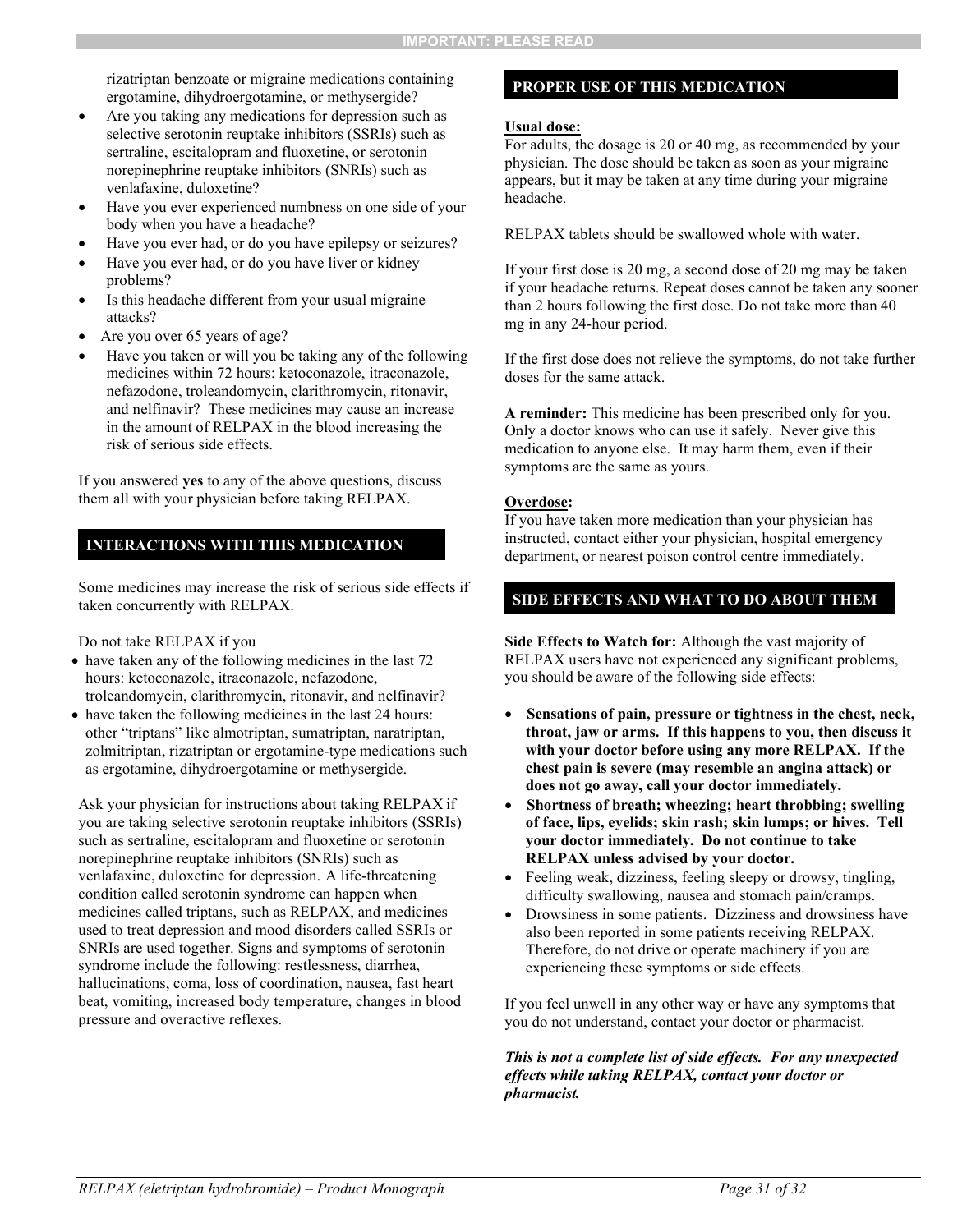rizatriptan benzoate or migraine medications containing ergotamine, dihydroergotamine, or methysergide?

- Are you taking any medications for depression such as selective serotonin reuptake inhibitors (SSRIs) such as sertraline, escitalopram and fluoxetine, or serotonin norepinephrine reuptake inhibitors (SNRIs) such as venlafaxine, duloxetine?
- Have you ever experienced numbness on one side of your body when you have a headache?
- Have you ever had, or do you have epilepsy or seizures?
- Have you ever had, or do you have liver or kidney problems?
- Is this headache different from your usual migraine attacks?
- Are you over 65 years of age?
- Have you taken or will you be taking any of the following medicines within 72 hours: ketoconazole, itraconazole, nefazodone, troleandomycin, clarithromycin, ritonavir, and nelfinavir? These medicines may cause an increase in the amount of RELPAX in the blood increasing the risk of serious side effects.

If you answered **yes** to any of the above questions, discuss them all with your physician before taking RELPAX.

## INTERACTIONS WITH THIS MEDICATION

Some medicines may increase the risk of serious side effects if taken concurrently with RELPAX.

Do not take RELPAX if you

- have taken any of the following medicines in the last 72 hours: ketoconazole, itraconazole, nefazodone, troleandomycin, clarithromycin, ritonavir, and nelfinavir?
- have taken the following medicines in the last 24 hours: other "triptans" like almotriptan, sumatriptan, naratriptan, zolmitriptan, rizatriptan or ergotamine-type medications such as ergotamine, dihydroergotamine or methysergide.

Ask your physician for instructions about taking RELPAX if you are taking selective serotonin reuptake inhibitors (SSRIs) such as sertraline, escitalopram and fluoxetine or serotonin norepinephrine reuptake inhibitors (SNRIs) such as venlafaxine, duloxetine for depression. A life-threatening condition called serotonin syndrome can happen when medicines called triptans, such as RELPAX, and medicines used to treat depression and mood disorders called SSRIs or SNRIs are used together. Signs and symptoms of serotonin syndrome include the following: restlessness, diarrhea, hallucinations, coma, loss of coordination, nausea, fast heart beat, vomiting, increased body temperature, changes in blood pressure and overactive reflexes.

## PROPER USE OF THIS MEDICATION

**Usual dose:**

For adults, the dosage is 20 or 40 mg, as recommended by your physician. The dose should be taken as soon as your migraine appears, but it may be taken at any time during your migraine headache.

RELPAX tablets should be swallowed whole with water.

If your first dose is 20 mg, a second dose of 20 mg may be taken if your headache returns. Repeat doses cannot be taken any sooner than 2 hours following the first dose. Do not take more than 40 mg in any 24-hour period.

If the first dose does not relieve the symptoms, do not take further doses for the same attack.

**A reminder:** This medicine has been prescribed only for you. Only a doctor knows who can use it safely. Never give this medication to anyone else. It may harm them, even if their symptoms are the same as yours.

**Overdose:**

If you have taken more medication than your physician has instructed, contact either your physician, hospital emergency department, or nearest poison control centre immediately.

## SIDE EFFECTS AND WHAT TO DO ABOUT THEM

**Side Effects to Watch for:** Although the vast majority of RELPAX users have not experienced any significant problems, you should be aware of the following side effects:

- **Sensations of pain, pressure or tightness in the chest, neck, throat, jaw or arms. If this happens to you, then discuss it with your doctor before using any more RELPAX. If the chest pain is severe (may resemble an angina attack) or does not go away, call your doctor immediately.**
- **Shortness of breath; wheezing; heart throbbing; swelling of face, lips, eyelids; skin rash; skin lumps; or hives. Tell your doctor immediately. Do not continue to take RELPAX unless advised by your doctor.**
- Feeling weak, dizziness, feeling sleepy or drowsy, tingling, difficulty swallowing, nausea and stomach pain/cramps.
- Drowsiness in some patients. Dizziness and drowsiness have also been reported in some patients receiving RELPAX. Therefore, do not drive or operate machinery if you are experiencing these symptoms or side effects.

If you feel unwell in any other way or have any symptoms that you do not understand, contact your doctor or pharmacist.

***This is not a complete list of side effects. For any unexpected effects while taking RELPAX, contact your doctor or pharmacist.***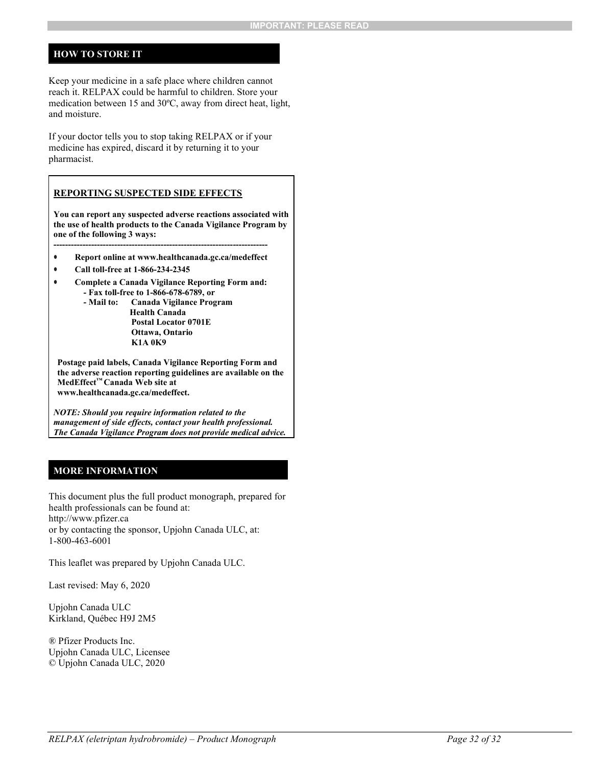## HOW TO STORE IT

Keep your medicine in a safe place where children cannot reach it. RELPAX could be harmful to children. Store your medication between 15 and 30ºC, away from direct heat, light, and moisture.

If your doctor tells you to stop taking RELPAX or if your medicine has expired, discard it by returning it to your pharmacist.

**REPORTING SUSPECTED SIDE EFFECTS**

**You can report any suspected adverse reactions associated with the use of health products to the Canada Vigilance Program by one of the following 3 ways:**

**--------------------------------------------------------------------------**

- **Report online at www.healthcanada.gc.ca/medeffect**
- **Call toll-free at 1-866-234-2345**
- **Complete a Canada Vigilance Reporting Form and:**
  - **Fax toll-free to 1-866-678-6789, or**
  - **Mail to: Canada Vigilance Program**
    **Health Canada**
    **Postal Locator 0701E**
    **Ottawa, Ontario**
    **K1A 0K9**

**Postage paid labels, Canada Vigilance Reporting Form and the adverse reaction reporting guidelines are available on the MedEffect™ Canada Web site at www.healthcanada.gc.ca/medeffect.**

***NOTE: Should you require information related to the management of side effects, contact your health professional. The Canada Vigilance Program does not provide medical advice.***

## MORE INFORMATION

This document plus the full product monograph, prepared for health professionals can be found at:
http://www.pfizer.ca
or by contacting the sponsor, Upjohn Canada ULC, at:
1-800-463-6001

This leaflet was prepared by Upjohn Canada ULC.

Last revised: May 6, 2020

Upjohn Canada ULC
Kirkland, Québec H9J 2M5

® Pfizer Products Inc.
Upjohn Canada ULC, Licensee
© Upjohn Canada ULC, 2020